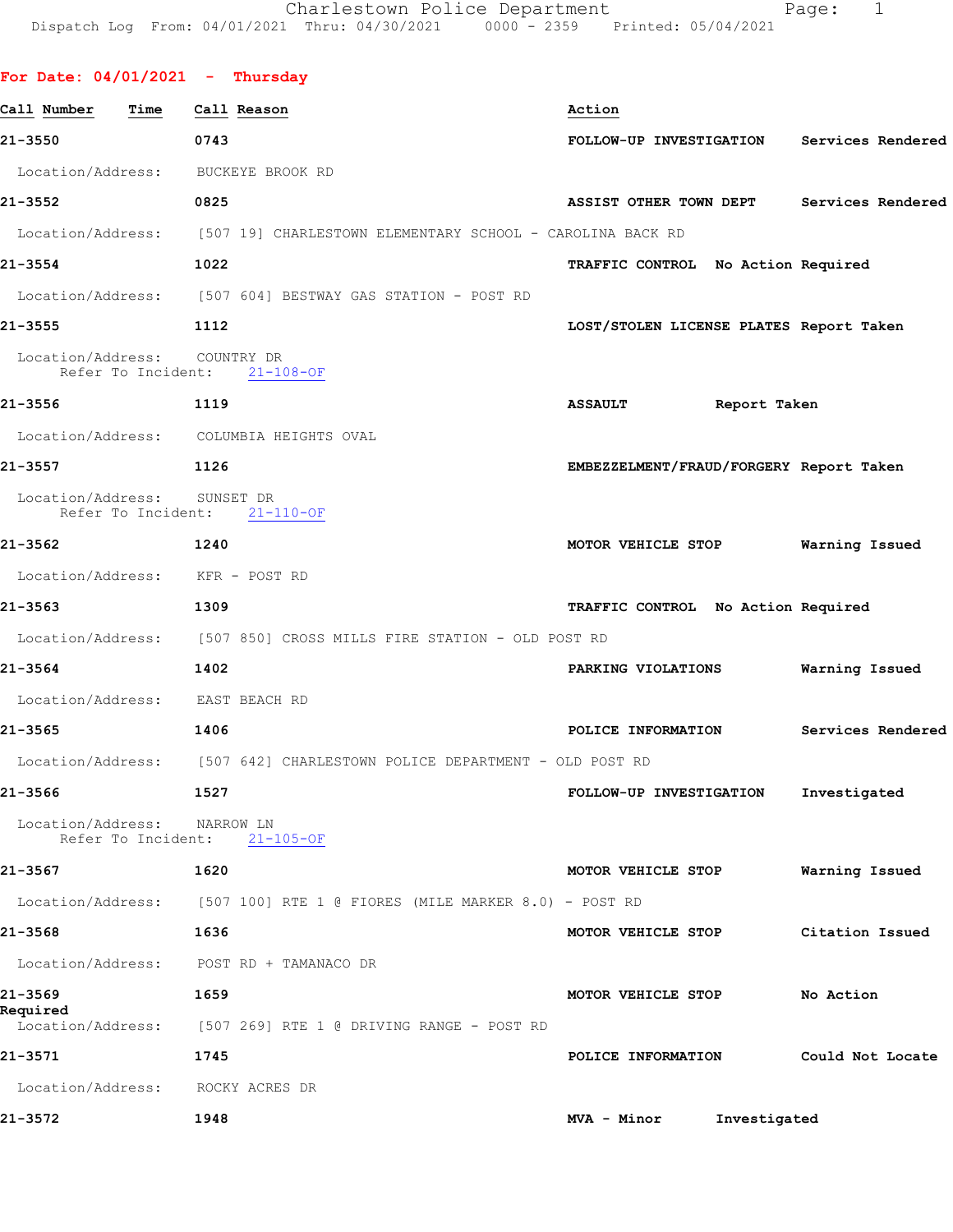Charlestown Police Department

Dispatch Log From: 04/01/2021 Thru: 04/30/2021 0000 - 2359 Printed: 05/04/2021

## For Date: 04/01/2021 - Thursday

| Call Number | Time | Call Reason | Action |
|---|---|---|---|
| 21-3550 | 0743 | FOLLOW-UP INVESTIGATION | Services Rendered |

Location/Address: BUCKEYE BROOK RD

| Call Number | Time | Call Reason | Action |
|---|---|---|---|
| 21-3552 | 0825 | ASSIST OTHER TOWN DEPT | Services Rendered |

Location/Address: [507 19] CHARLESTOWN ELEMENTARY SCHOOL - CAROLINA BACK RD

| Call Number | Time | Call Reason | Action |
|---|---|---|---|
| 21-3554 | 1022 | TRAFFIC CONTROL | No Action Required |

Location/Address: [507 604] BESTWAY GAS STATION - POST RD

| Call Number | Time | Call Reason | Action |
|---|---|---|---|
| 21-3555 | 1112 | LOST/STOLEN LICENSE PLATES | Report Taken |

Location/Address: COUNTRY DR
Refer To Incident: 21-108-OF

| Call Number | Time | Call Reason | Action |
|---|---|---|---|
| 21-3556 | 1119 | ASSAULT | Report Taken |

Location/Address: COLUMBIA HEIGHTS OVAL

| Call Number | Time | Call Reason | Action |
|---|---|---|---|
| 21-3557 | 1126 | EMBEZZELMENT/FRAUD/FORGERY | Report Taken |

Location/Address: SUNSET DR
Refer To Incident: 21-110-OF

| Call Number | Time | Call Reason | Action |
|---|---|---|---|
| 21-3562 | 1240 | MOTOR VEHICLE STOP | Warning Issued |

Location/Address: KFR - POST RD

| Call Number | Time | Call Reason | Action |
|---|---|---|---|
| 21-3563 | 1309 | TRAFFIC CONTROL | No Action Required |

Location/Address: [507 850] CROSS MILLS FIRE STATION - OLD POST RD

| Call Number | Time | Call Reason | Action |
|---|---|---|---|
| 21-3564 | 1402 | PARKING VIOLATIONS | Warning Issued |

Location/Address: EAST BEACH RD

| Call Number | Time | Call Reason | Action |
|---|---|---|---|
| 21-3565 | 1406 | POLICE INFORMATION | Services Rendered |

Location/Address: [507 642] CHARLESTOWN POLICE DEPARTMENT - OLD POST RD

| Call Number | Time | Call Reason | Action |
|---|---|---|---|
| 21-3566 | 1527 | FOLLOW-UP INVESTIGATION | Investigated |

Location/Address: NARROW LN
Refer To Incident: 21-105-OF

| Call Number | Time | Call Reason | Action |
|---|---|---|---|
| 21-3567 | 1620 | MOTOR VEHICLE STOP | Warning Issued |

Location/Address: [507 100] RTE 1 @ FIORES (MILE MARKER 8.0) - POST RD

| Call Number | Time | Call Reason | Action |
|---|---|---|---|
| 21-3568 | 1636 | MOTOR VEHICLE STOP | Citation Issued |

Location/Address: POST RD + TAMANACO DR

| Call Number | Time | Call Reason | Action |
|---|---|---|---|
| 21-3569 | 1659 | MOTOR VEHICLE STOP | No Action Required |

Location/Address: [507 269] RTE 1 @ DRIVING RANGE - POST RD

| Call Number | Time | Call Reason | Action |
|---|---|---|---|
| 21-3571 | 1745 | POLICE INFORMATION | Could Not Locate |

Location/Address: ROCKY ACRES DR

| Call Number | Time | Call Reason | Action |
|---|---|---|---|
| 21-3572 | 1948 | MVA - Minor | Investigated |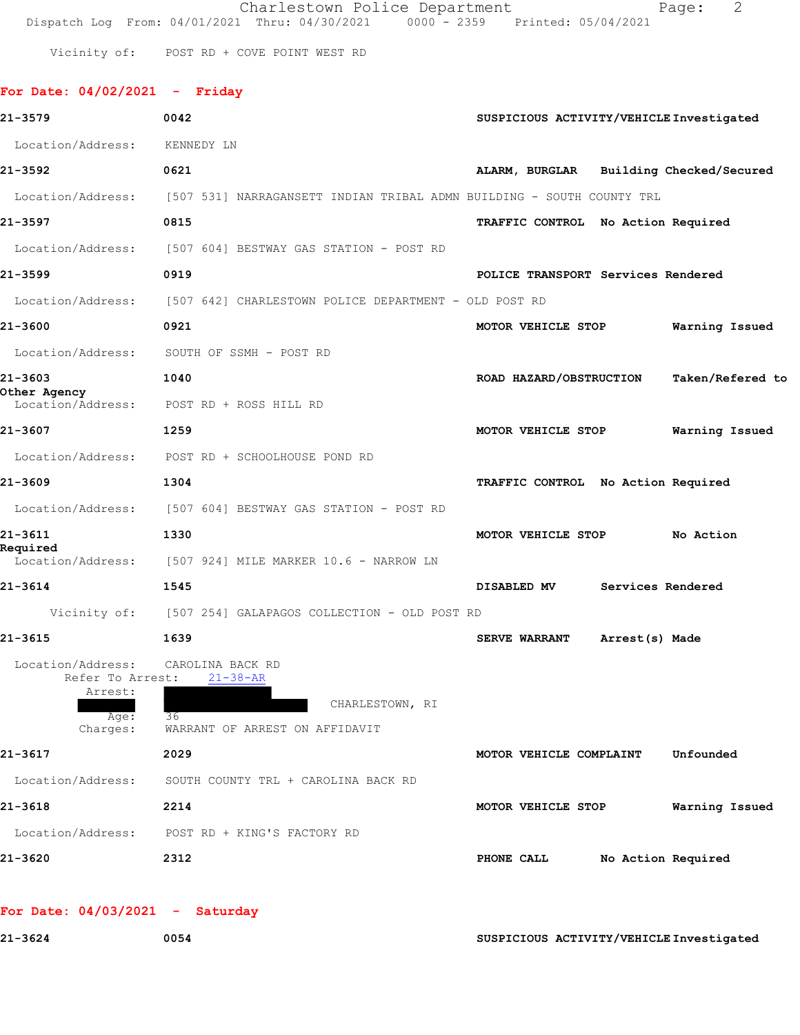Vicinity of: POST RD + COVE POINT WEST RD

## For Date: 04/02/2021 - Friday

**21-3579** **0042** **SUSPICIOUS ACTIVITY/VEHICLE** **Investigated**

Location/Address: KENNEDY LN

**21-3592** **0621** **ALARM, BURGLAR** **Building Checked/Secured**

Location/Address: [507 531] NARRAGANSETT INDIAN TRIBAL ADMN BUILDING - SOUTH COUNTY TRL

**21-3597** **0815** **TRAFFIC CONTROL** **No Action Required**

Location/Address: [507 604] BESTWAY GAS STATION - POST RD

**21-3599** **0919** **POLICE TRANSPORT** **Services Rendered**

Location/Address: [507 642] CHARLESTOWN POLICE DEPARTMENT - OLD POST RD

**21-3600** **0921** **MOTOR VEHICLE STOP** **Warning Issued**

Location/Address: SOUTH OF SSMH - POST RD

**21-3603** **1040** **ROAD HAZARD/OBSTRUCTION** **Taken/Refered to Other Agency**

Location/Address: POST RD + ROSS HILL RD

**21-3607** **1259** **MOTOR VEHICLE STOP** **Warning Issued**

Location/Address: POST RD + SCHOOLHOUSE POND RD

**21-3609** **1304** **TRAFFIC CONTROL** **No Action Required**

Location/Address: [507 604] BESTWAY GAS STATION - POST RD

**21-3611** **1330** **MOTOR VEHICLE STOP** **No Action Required**

Location/Address: [507 924] MILE MARKER 10.6 - NARROW LN

**21-3614** **1545** **DISABLED MV** **Services Rendered**

Vicinity of: [507 254] GALAPAGOS COLLECTION - OLD POST RD

**21-3615** **1639** **SERVE WARRANT** **Arrest(s) Made**

Location/Address: CAROLINA BACK RD
Refer To Arrest: 21-38-AR
Arrest: [REDACTED] CHARLESTOWN, RI
Age: 36
Charges: WARRANT OF ARREST ON AFFIDAVIT

**21-3617** **2029** **MOTOR VEHICLE COMPLAINT** **Unfounded**

Location/Address: SOUTH COUNTY TRL + CAROLINA BACK RD

**21-3618** **2214** **MOTOR VEHICLE STOP** **Warning Issued**

Location/Address: POST RD + KING'S FACTORY RD

**21-3620** **2312** **PHONE CALL** **No Action Required**

## For Date: 04/03/2021 - Saturday

**21-3624** **0054** **SUSPICIOUS ACTIVITY/VEHICLE** **Investigated**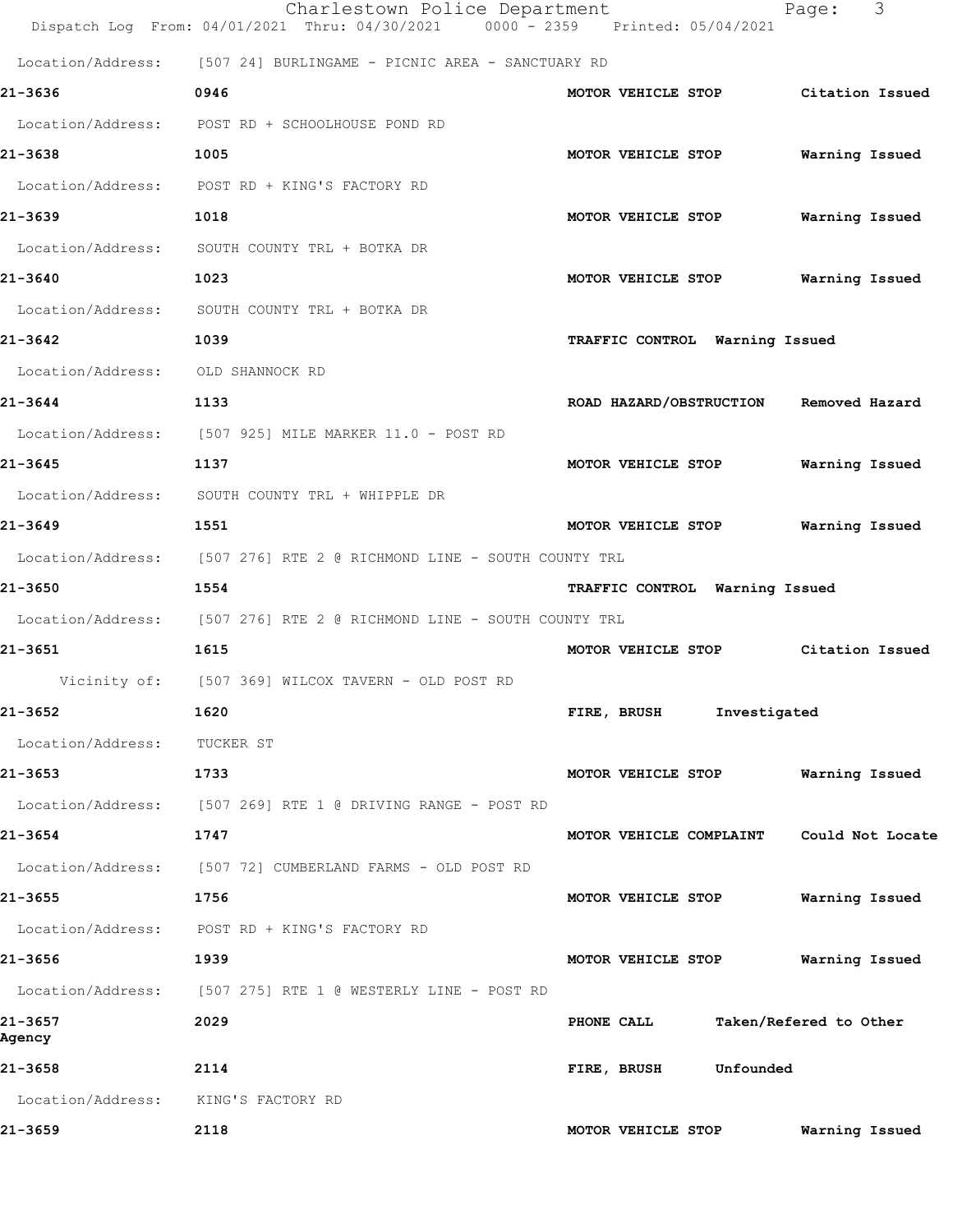Location/Address: [507 24] BURLINGAME - PICNIC AREA - SANCTUARY RD

**21-3636** **0946** **MOTOR VEHICLE STOP** **Citation Issued**

Location/Address: POST RD + SCHOOLHOUSE POND RD

**21-3638** **1005** **MOTOR VEHICLE STOP** **Warning Issued**

Location/Address: POST RD + KING'S FACTORY RD

**21-3639** **1018** **MOTOR VEHICLE STOP** **Warning Issued**

Location/Address: SOUTH COUNTY TRL + BOTKA DR

**21-3640** **1023** **MOTOR VEHICLE STOP** **Warning Issued**

Location/Address: SOUTH COUNTY TRL + BOTKA DR

**21-3642** **1039** **TRAFFIC CONTROL** **Warning Issued**

Location/Address: OLD SHANNOCK RD

**21-3644** **1133** **ROAD HAZARD/OBSTRUCTION** **Removed Hazard**

Location/Address: [507 925] MILE MARKER 11.0 - POST RD

**21-3645** **1137** **MOTOR VEHICLE STOP** **Warning Issued**

Location/Address: SOUTH COUNTY TRL + WHIPPLE DR

**21-3649** **1551** **MOTOR VEHICLE STOP** **Warning Issued**

Location/Address: [507 276] RTE 2 @ RICHMOND LINE - SOUTH COUNTY TRL

**21-3650** **1554** **TRAFFIC CONTROL** **Warning Issued**

Location/Address: [507 276] RTE 2 @ RICHMOND LINE - SOUTH COUNTY TRL

**21-3651** **1615** **MOTOR VEHICLE STOP** **Citation Issued**

Vicinity of: [507 369] WILCOX TAVERN - OLD POST RD

**21-3652** **1620** **FIRE, BRUSH** **Investigated**

Location/Address: TUCKER ST

**21-3653** **1733** **MOTOR VEHICLE STOP** **Warning Issued**

Location/Address: [507 269] RTE 1 @ DRIVING RANGE - POST RD

**21-3654** **1747** **MOTOR VEHICLE COMPLAINT** **Could Not Locate**

Location/Address: [507 72] CUMBERLAND FARMS - OLD POST RD

**21-3655** **1756** **MOTOR VEHICLE STOP** **Warning Issued**

Location/Address: POST RD + KING'S FACTORY RD

**21-3656** **1939** **MOTOR VEHICLE STOP** **Warning Issued**

Location/Address: [507 275] RTE 1 @ WESTERLY LINE - POST RD

**21-3657** **2029** **PHONE CALL** **Taken/Refered to Other Agency**

**21-3658** **2114** **FIRE, BRUSH** **Unfounded**

Location/Address: KING'S FACTORY RD

**21-3659** **2118** **MOTOR VEHICLE STOP** **Warning Issued**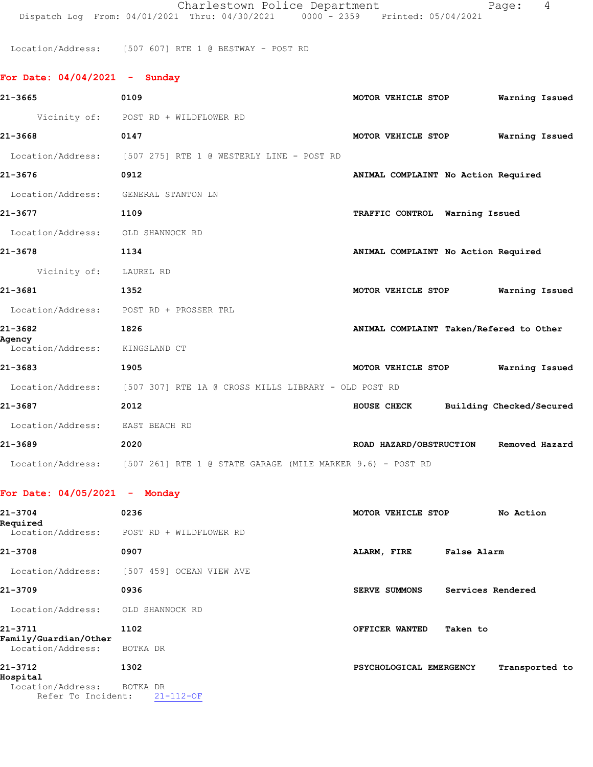Location/Address: [507 607] RTE 1 @ BESTWAY - POST RD

## For Date: 04/04/2021 - Sunday

**21-3665** 0109 **MOTOR VEHICLE STOP** **Warning Issued**
Vicinity of: POST RD + WILDFLOWER RD

**21-3668** 0147 **MOTOR VEHICLE STOP** **Warning Issued**
Location/Address: [507 275] RTE 1 @ WESTERLY LINE - POST RD

**21-3676** 0912 **ANIMAL COMPLAINT** **No Action Required**
Location/Address: GENERAL STANTON LN

**21-3677** 1109 **TRAFFIC CONTROL** **Warning Issued**
Location/Address: OLD SHANNOCK RD

**21-3678** 1134 **ANIMAL COMPLAINT** **No Action Required**
Vicinity of: LAUREL RD

**21-3681** 1352 **MOTOR VEHICLE STOP** **Warning Issued**
Location/Address: POST RD + PROSSER TRL

**21-3682** 1826 **ANIMAL COMPLAINT** **Taken/Refered to Other Agency**
Location/Address: KINGSLAND CT

**21-3683** 1905 **MOTOR VEHICLE STOP** **Warning Issued**
Location/Address: [507 307] RTE 1A @ CROSS MILLS LIBRARY - OLD POST RD

**21-3687** 2012 **HOUSE CHECK** **Building Checked/Secured**
Location/Address: EAST BEACH RD

**21-3689** 2020 **ROAD HAZARD/OBSTRUCTION** **Removed Hazard**
Location/Address: [507 261] RTE 1 @ STATE GARAGE (MILE MARKER 9.6) - POST RD

## For Date: 04/05/2021 - Monday

**21-3704** 0236 **MOTOR VEHICLE STOP** **No Action Required**
Location/Address: POST RD + WILDFLOWER RD

**21-3708** 0907 **ALARM, FIRE** **False Alarm**
Location/Address: [507 459] OCEAN VIEW AVE

**21-3709** 0936 **SERVE SUMMONS** **Services Rendered**
Location/Address: OLD SHANNOCK RD

**21-3711** 1102 **OFFICER WANTED** **Taken to Family/Guardian/Other**
Location/Address: BOTKA DR

**21-3712** 1302 **PSYCHOLOGICAL EMERGENCY** **Transported to Hospital**
Location/Address: BOTKA DR
Refer To Incident: 21-112-OF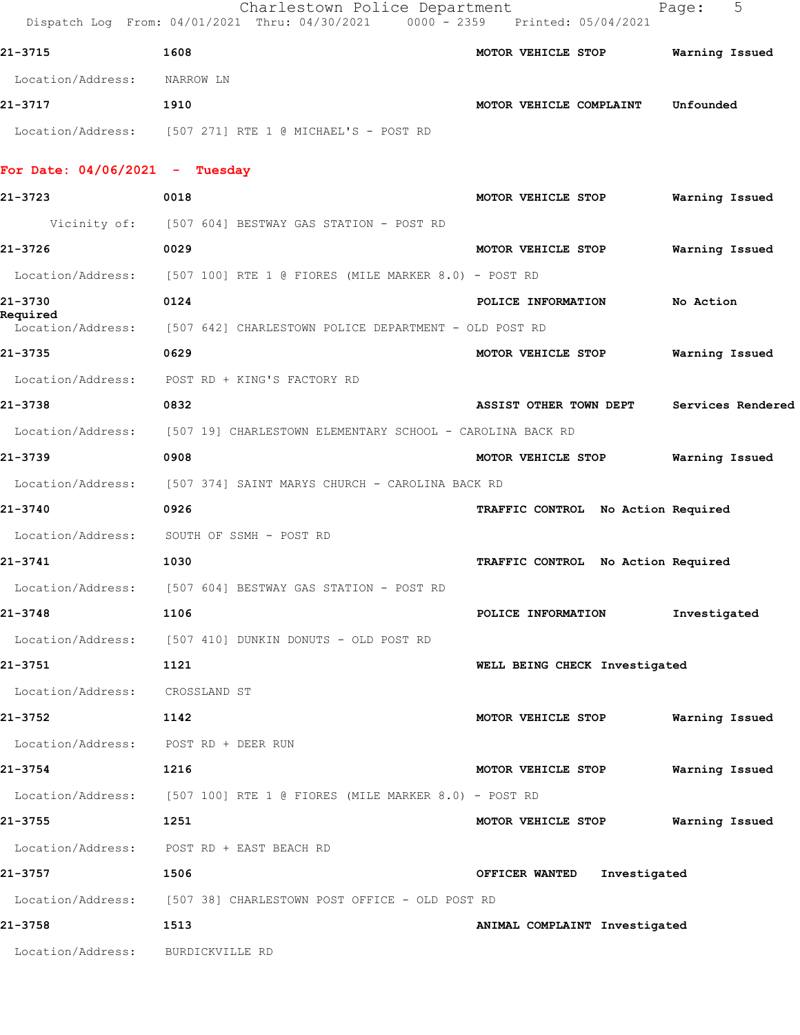| Call Number | Time | Call Reason | Action |
|---|---|---|---|
| 21-3715 | 1608 | MOTOR VEHICLE STOP | Warning Issued |

Location/Address: NARROW LN

| Call Number | Time | Call Reason | Action |
|---|---|---|---|
| 21-3717 | 1910 | MOTOR VEHICLE COMPLAINT | Unfounded |

Location/Address: [507 271] RTE 1 @ MICHAEL'S - POST RD

## For Date: 04/06/2021 - Tuesday

**21-3723** 0018 MOTOR VEHICLE STOP — Warning Issued
Vicinity of: [507 604] BESTWAY GAS STATION - POST RD

**21-3726** 0029 MOTOR VEHICLE STOP — Warning Issued
Location/Address: [507 100] RTE 1 @ FIORES (MILE MARKER 8.0) - POST RD

**21-3730** 0124 POLICE INFORMATION — No Action Required
Location/Address: [507 642] CHARLESTOWN POLICE DEPARTMENT - OLD POST RD

**21-3735** 0629 MOTOR VEHICLE STOP — Warning Issued
Location/Address: POST RD + KING'S FACTORY RD

**21-3738** 0832 ASSIST OTHER TOWN DEPT — Services Rendered
Location/Address: [507 19] CHARLESTOWN ELEMENTARY SCHOOL - CAROLINA BACK RD

**21-3739** 0908 MOTOR VEHICLE STOP — Warning Issued
Location/Address: [507 374] SAINT MARYS CHURCH - CAROLINA BACK RD

**21-3740** 0926 TRAFFIC CONTROL — No Action Required
Location/Address: SOUTH OF SSMH - POST RD

**21-3741** 1030 TRAFFIC CONTROL — No Action Required
Location/Address: [507 604] BESTWAY GAS STATION - POST RD

**21-3748** 1106 POLICE INFORMATION — Investigated
Location/Address: [507 410] DUNKIN DONUTS - OLD POST RD

**21-3751** 1121 WELL BEING CHECK — Investigated
Location/Address: CROSSLAND ST

**21-3752** 1142 MOTOR VEHICLE STOP — Warning Issued
Location/Address: POST RD + DEER RUN

**21-3754** 1216 MOTOR VEHICLE STOP — Warning Issued
Location/Address: [507 100] RTE 1 @ FIORES (MILE MARKER 8.0) - POST RD

**21-3755** 1251 MOTOR VEHICLE STOP — Warning Issued
Location/Address: POST RD + EAST BEACH RD

**21-3757** 1506 OFFICER WANTED — Investigated
Location/Address: [507 38] CHARLESTOWN POST OFFICE - OLD POST RD

**21-3758** 1513 ANIMAL COMPLAINT — Investigated
Location/Address: BURDICKVILLE RD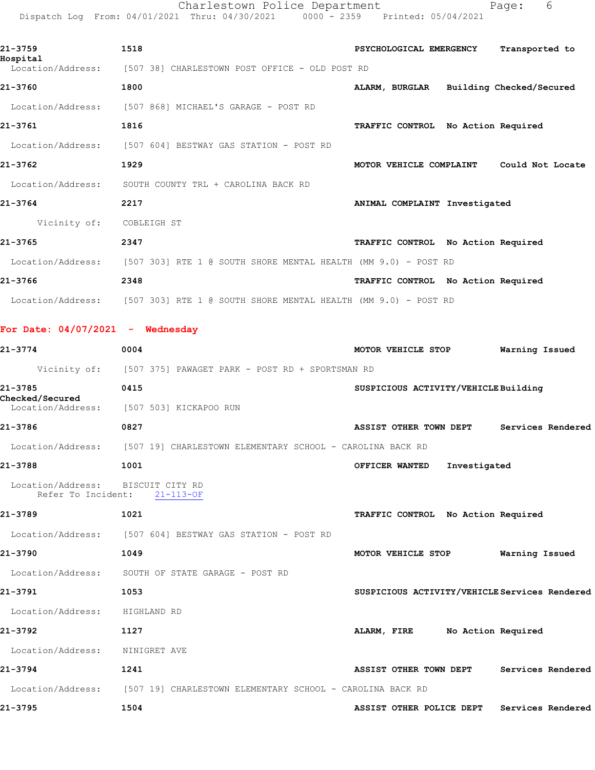21-3759 1518 PSYCHOLOGICAL EMERGENCY Transported to Hospital
Location/Address: [507 38] CHARLESTOWN POST OFFICE - OLD POST RD

21-3760 1800 ALARM, BURGLAR Building Checked/Secured
Location/Address: [507 868] MICHAEL'S GARAGE - POST RD

21-3761 1816 TRAFFIC CONTROL No Action Required
Location/Address: [507 604] BESTWAY GAS STATION - POST RD

21-3762 1929 MOTOR VEHICLE COMPLAINT Could Not Locate
Location/Address: SOUTH COUNTY TRL + CAROLINA BACK RD

21-3764 2217 ANIMAL COMPLAINT Investigated
Vicinity of: COBLEIGH ST

21-3765 2347 TRAFFIC CONTROL No Action Required
Location/Address: [507 303] RTE 1 @ SOUTH SHORE MENTAL HEALTH (MM 9.0) - POST RD

21-3766 2348 TRAFFIC CONTROL No Action Required
Location/Address: [507 303] RTE 1 @ SOUTH SHORE MENTAL HEALTH (MM 9.0) - POST RD

## For Date: 04/07/2021 - Wednesday

21-3774 0004 MOTOR VEHICLE STOP Warning Issued
Vicinity of: [507 375] PAWAGET PARK - POST RD + SPORTSMAN RD

21-3785 0415 SUSPICIOUS ACTIVITY/VEHICLE Building Checked/Secured
Location/Address: [507 503] KICKAPOO RUN

21-3786 0827 ASSIST OTHER TOWN DEPT Services Rendered
Location/Address: [507 19] CHARLESTOWN ELEMENTARY SCHOOL - CAROLINA BACK RD

21-3788 1001 OFFICER WANTED Investigated
Location/Address: BISCUIT CITY RD
Refer To Incident: 21-113-OF

21-3789 1021 TRAFFIC CONTROL No Action Required
Location/Address: [507 604] BESTWAY GAS STATION - POST RD

21-3790 1049 MOTOR VEHICLE STOP Warning Issued
Location/Address: SOUTH OF STATE GARAGE - POST RD

21-3791 1053 SUSPICIOUS ACTIVITY/VEHICLE Services Rendered
Location/Address: HIGHLAND RD

21-3792 1127 ALARM, FIRE No Action Required
Location/Address: NINIGRET AVE

21-3794 1241 ASSIST OTHER TOWN DEPT Services Rendered
Location/Address: [507 19] CHARLESTOWN ELEMENTARY SCHOOL - CAROLINA BACK RD

21-3795 1504 ASSIST OTHER POLICE DEPT Services Rendered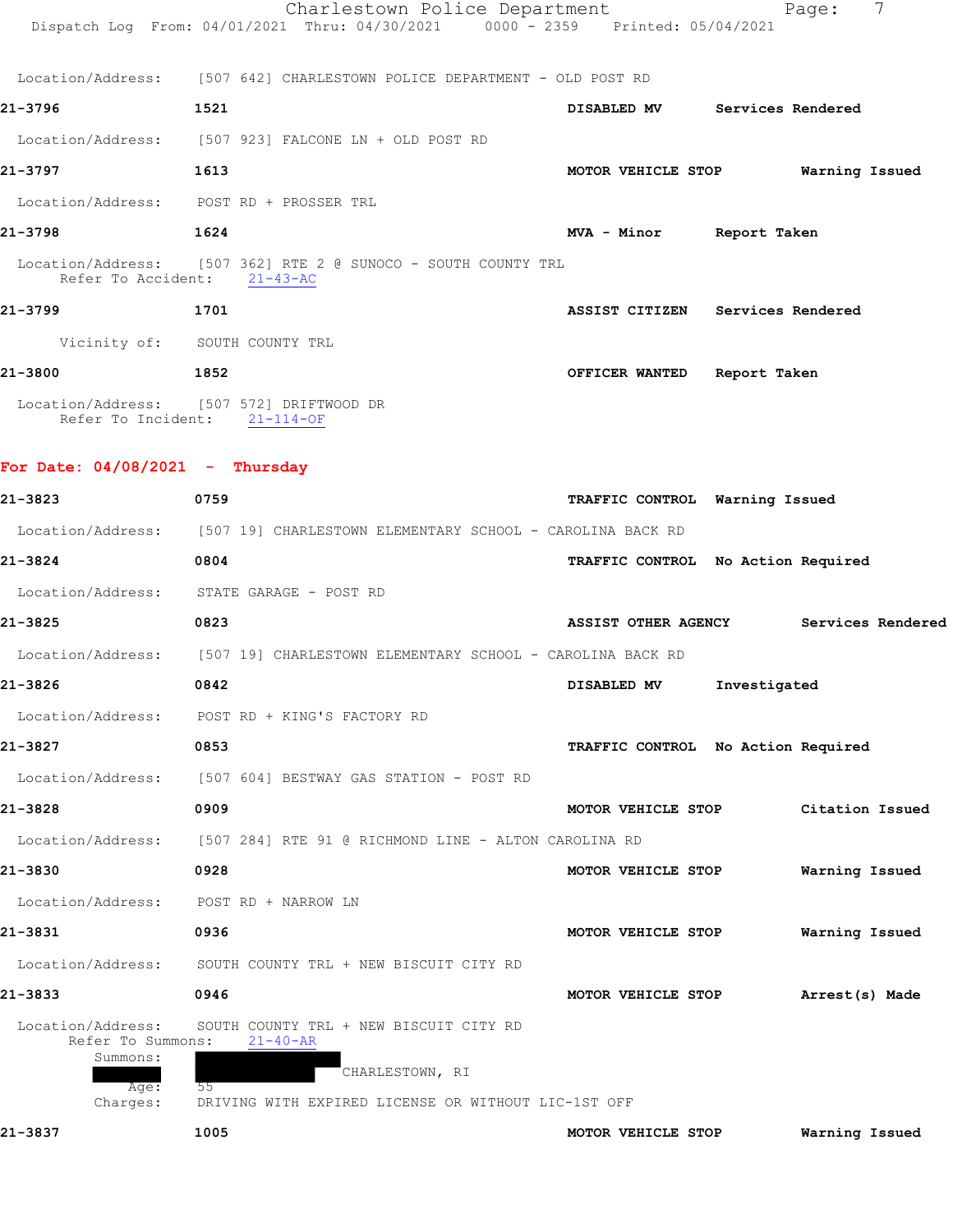Location/Address: [507 642] CHARLESTOWN POLICE DEPARTMENT - OLD POST RD

**21-3796** **1521** **DISABLED MV** **Services Rendered**

Location/Address: [507 923] FALCONE LN + OLD POST RD

**21-3797** **1613** **MOTOR VEHICLE STOP** **Warning Issued**

Location/Address: POST RD + PROSSER TRL

**21-3798** **1624** **MVA - Minor** **Report Taken**

Location/Address: [507 362] RTE 2 @ SUNOCO - SOUTH COUNTY TRL
Refer To Accident: 21-43-AC

**21-3799** **1701** **ASSIST CITIZEN** **Services Rendered**

Vicinity of: SOUTH COUNTY TRL

**21-3800** **1852** **OFFICER WANTED** **Report Taken**

Location/Address: [507 572] DRIFTWOOD DR
Refer To Incident: 21-114-OF

## For Date: 04/08/2021 - Thursday

**21-3823** **0759** **TRAFFIC CONTROL** **Warning Issued**

Location/Address: [507 19] CHARLESTOWN ELEMENTARY SCHOOL - CAROLINA BACK RD

**21-3824** **0804** **TRAFFIC CONTROL** **No Action Required**

Location/Address: STATE GARAGE - POST RD

**21-3825** **0823** **ASSIST OTHER AGENCY** **Services Rendered**

Location/Address: [507 19] CHARLESTOWN ELEMENTARY SCHOOL - CAROLINA BACK RD

**21-3826** **0842** **DISABLED MV** **Investigated**

Location/Address: POST RD + KING'S FACTORY RD

**21-3827** **0853** **TRAFFIC CONTROL** **No Action Required**

Location/Address: [507 604] BESTWAY GAS STATION - POST RD

**21-3828** **0909** **MOTOR VEHICLE STOP** **Citation Issued**

Location/Address: [507 284] RTE 91 @ RICHMOND LINE - ALTON CAROLINA RD

**21-3830** **0928** **MOTOR VEHICLE STOP** **Warning Issued**

Location/Address: POST RD + NARROW LN

**21-3831** **0936** **MOTOR VEHICLE STOP** **Warning Issued**

Location/Address: SOUTH COUNTY TRL + NEW BISCUIT CITY RD

**21-3833** **0946** **MOTOR VEHICLE STOP** **Arrest(s) Made**

Location/Address: SOUTH COUNTY TRL + NEW BISCUIT CITY RD
Refer To Summons: 21-40-AR
Summons:
CHARLESTOWN, RI
Age: 55
Charges: DRIVING WITH EXPIRED LICENSE OR WITHOUT LIC-1ST OFF

**21-3837** **1005** **MOTOR VEHICLE STOP** **Warning Issued**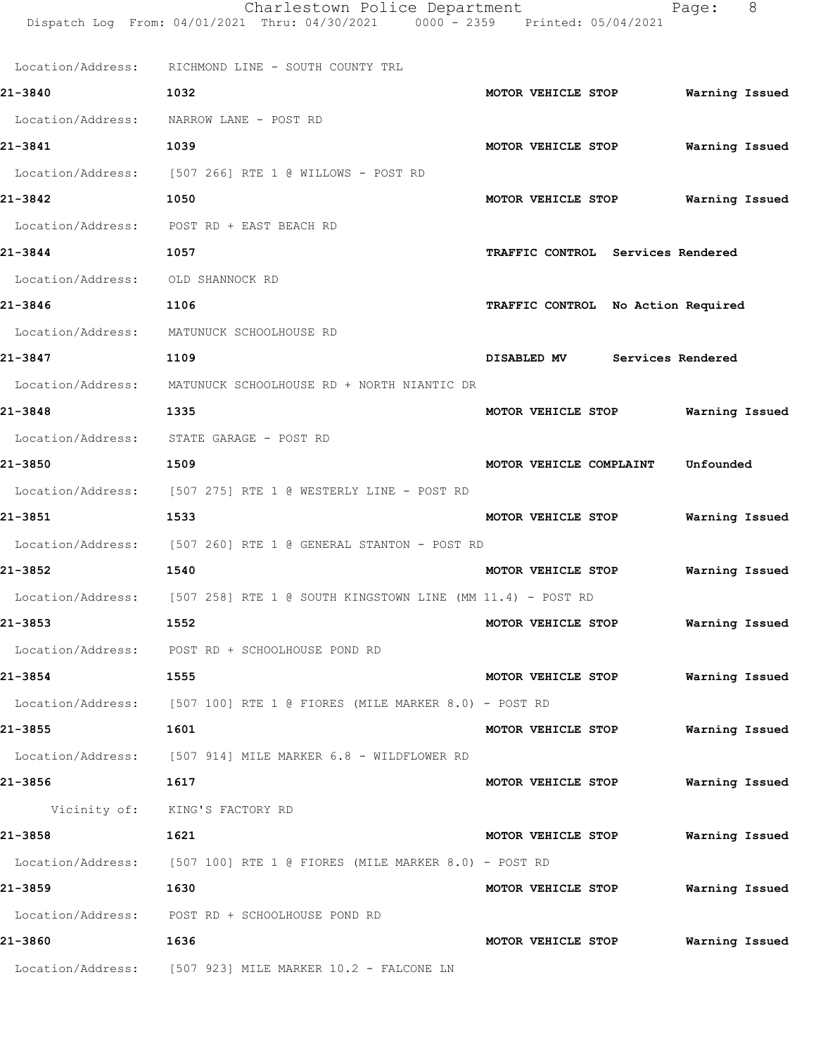Location/Address: RICHMOND LINE - SOUTH COUNTY TRL

| Call # | Time | Call Reason | Action |
|---|---|---|---|
| 21-3840 | 1032 | MOTOR VEHICLE STOP | Warning Issued |
| | Location/Address: NARROW LANE - POST RD | | |
| 21-3841 | 1039 | MOTOR VEHICLE STOP | Warning Issued |
| | Location/Address: [507 266] RTE 1 @ WILLOWS - POST RD | | |
| 21-3842 | 1050 | MOTOR VEHICLE STOP | Warning Issued |
| | Location/Address: POST RD + EAST BEACH RD | | |
| 21-3844 | 1057 | TRAFFIC CONTROL | Services Rendered |
| | Location/Address: OLD SHANNOCK RD | | |
| 21-3846 | 1106 | TRAFFIC CONTROL | No Action Required |
| | Location/Address: MATUNUCK SCHOOLHOUSE RD | | |
| 21-3847 | 1109 | DISABLED MV | Services Rendered |
| | Location/Address: MATUNUCK SCHOOLHOUSE RD + NORTH NIANTIC DR | | |
| 21-3848 | 1335 | MOTOR VEHICLE STOP | Warning Issued |
| | Location/Address: STATE GARAGE - POST RD | | |
| 21-3850 | 1509 | MOTOR VEHICLE COMPLAINT | Unfounded |
| | Location/Address: [507 275] RTE 1 @ WESTERLY LINE - POST RD | | |
| 21-3851 | 1533 | MOTOR VEHICLE STOP | Warning Issued |
| | Location/Address: [507 260] RTE 1 @ GENERAL STANTON - POST RD | | |
| 21-3852 | 1540 | MOTOR VEHICLE STOP | Warning Issued |
| | Location/Address: [507 258] RTE 1 @ SOUTH KINGSTOWN LINE (MM 11.4) - POST RD | | |
| 21-3853 | 1552 | MOTOR VEHICLE STOP | Warning Issued |
| | Location/Address: POST RD + SCHOOLHOUSE POND RD | | |
| 21-3854 | 1555 | MOTOR VEHICLE STOP | Warning Issued |
| | Location/Address: [507 100] RTE 1 @ FIORES (MILE MARKER 8.0) - POST RD | | |
| 21-3855 | 1601 | MOTOR VEHICLE STOP | Warning Issued |
| | Location/Address: [507 914] MILE MARKER 6.8 - WILDFLOWER RD | | |
| 21-3856 | 1617 | MOTOR VEHICLE STOP | Warning Issued |
| | Vicinity of: KING'S FACTORY RD | | |
| 21-3858 | 1621 | MOTOR VEHICLE STOP | Warning Issued |
| | Location/Address: [507 100] RTE 1 @ FIORES (MILE MARKER 8.0) - POST RD | | |
| 21-3859 | 1630 | MOTOR VEHICLE STOP | Warning Issued |
| | Location/Address: POST RD + SCHOOLHOUSE POND RD | | |
| 21-3860 | 1636 | MOTOR VEHICLE STOP | Warning Issued |
| | Location/Address: [507 923] MILE MARKER 10.2 - FALCONE LN | | |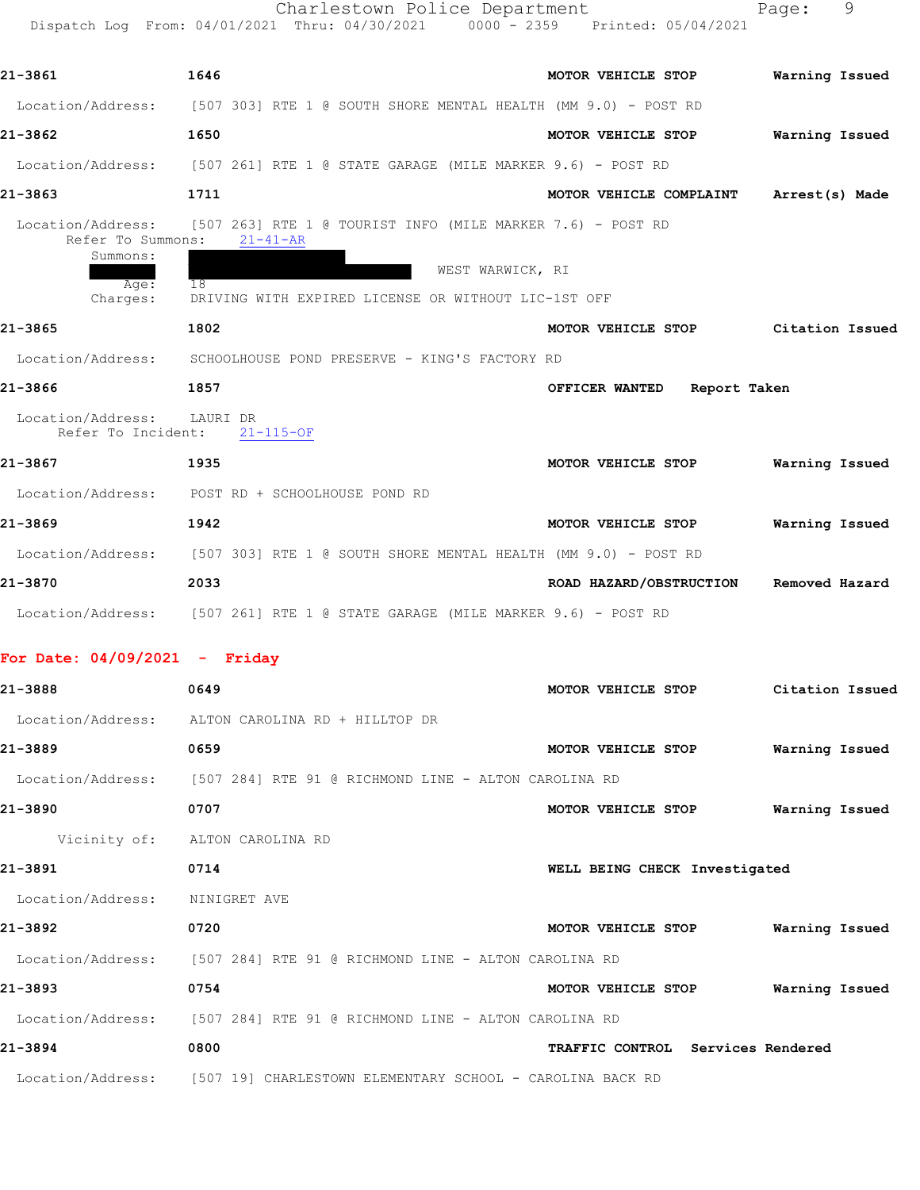| | | | |
|---|---|---|---|
| 21-3861 | 1646 | MOTOR VEHICLE STOP | Warning Issued |

Location/Address: [507 303] RTE 1 @ SOUTH SHORE MENTAL HEALTH (MM 9.0) - POST RD

| | | | |
|---|---|---|---|
| 21-3862 | 1650 | MOTOR VEHICLE STOP | Warning Issued |

Location/Address: [507 261] RTE 1 @ STATE GARAGE (MILE MARKER 9.6) - POST RD

| | | | |
|---|---|---|---|
| 21-3863 | 1711 | MOTOR VEHICLE COMPLAINT | Arrest(s) Made |

Location/Address: [507 263] RTE 1 @ TOURIST INFO (MILE MARKER 7.6) - POST RD
Refer To Summons: 21-41-AR
Summons: WEST WARWICK, RI
Age: 18
Charges: DRIVING WITH EXPIRED LICENSE OR WITHOUT LIC-1ST OFF

| | | | |
|---|---|---|---|
| 21-3865 | 1802 | MOTOR VEHICLE STOP | Citation Issued |

Location/Address: SCHOOLHOUSE POND PRESERVE - KING'S FACTORY RD

| | | | |
|---|---|---|---|
| 21-3866 | 1857 | OFFICER WANTED | Report Taken |

Location/Address: LAURI DR
Refer To Incident: 21-115-OF

| | | | |
|---|---|---|---|
| 21-3867 | 1935 | MOTOR VEHICLE STOP | Warning Issued |

Location/Address: POST RD + SCHOOLHOUSE POND RD

| | | | |
|---|---|---|---|
| 21-3869 | 1942 | MOTOR VEHICLE STOP | Warning Issued |

Location/Address: [507 303] RTE 1 @ SOUTH SHORE MENTAL HEALTH (MM 9.0) - POST RD

| | | | |
|---|---|---|---|
| 21-3870 | 2033 | ROAD HAZARD/OBSTRUCTION | Removed Hazard |

Location/Address: [507 261] RTE 1 @ STATE GARAGE (MILE MARKER 9.6) - POST RD

## For Date: 04/09/2021 - Friday

| | | | |
|---|---|---|---|
| 21-3888 | 0649 | MOTOR VEHICLE STOP | Citation Issued |

Location/Address: ALTON CAROLINA RD + HILLTOP DR

| | | | |
|---|---|---|---|
| 21-3889 | 0659 | MOTOR VEHICLE STOP | Warning Issued |

Location/Address: [507 284] RTE 91 @ RICHMOND LINE - ALTON CAROLINA RD

| | | | |
|---|---|---|---|
| 21-3890 | 0707 | MOTOR VEHICLE STOP | Warning Issued |

Vicinity of: ALTON CAROLINA RD

| | | | |
|---|---|---|---|
| 21-3891 | 0714 | WELL BEING CHECK | Investigated |

Location/Address: NINIGRET AVE

| | | | |
|---|---|---|---|
| 21-3892 | 0720 | MOTOR VEHICLE STOP | Warning Issued |

Location/Address: [507 284] RTE 91 @ RICHMOND LINE - ALTON CAROLINA RD

| | | | |
|---|---|---|---|
| 21-3893 | 0754 | MOTOR VEHICLE STOP | Warning Issued |

Location/Address: [507 284] RTE 91 @ RICHMOND LINE - ALTON CAROLINA RD

| | | | |
|---|---|---|---|
| 21-3894 | 0800 | TRAFFIC CONTROL | Services Rendered |

Location/Address: [507 19] CHARLESTOWN ELEMENTARY SCHOOL - CAROLINA BACK RD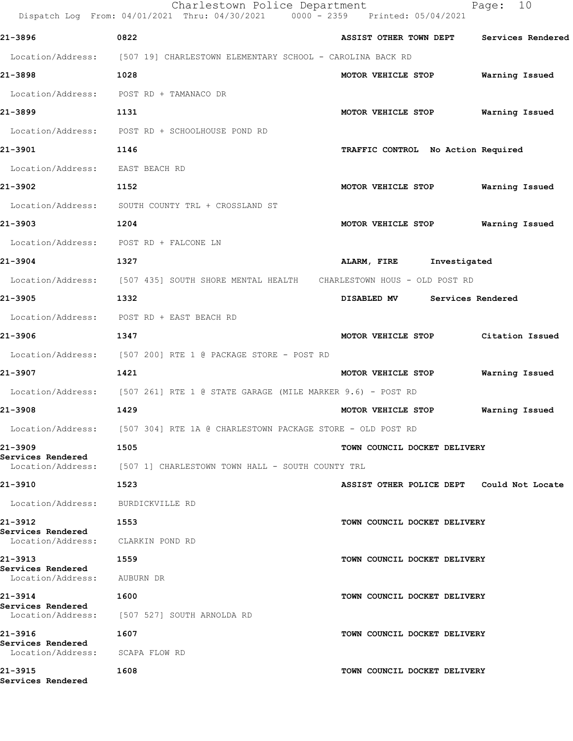Charlestown Police Department

Dispatch Log From: 04/01/2021 Thru: 04/30/2021 0000 - 2359 Printed: 05/04/2021

**21-3896** **0822** **ASSIST OTHER TOWN DEPT** **Services Rendered**

Location/Address: [507 19] CHARLESTOWN ELEMENTARY SCHOOL - CAROLINA BACK RD

**21-3898** **1028** **MOTOR VEHICLE STOP** **Warning Issued**

Location/Address: POST RD + TAMANACO DR

**21-3899** **1131** **MOTOR VEHICLE STOP** **Warning Issued**

Location/Address: POST RD + SCHOOLHOUSE POND RD

**21-3901** **1146** **TRAFFIC CONTROL** **No Action Required**

Location/Address: EAST BEACH RD

**21-3902** **1152** **MOTOR VEHICLE STOP** **Warning Issued**

Location/Address: SOUTH COUNTY TRL + CROSSLAND ST

**21-3903** **1204** **MOTOR VEHICLE STOP** **Warning Issued**

Location/Address: POST RD + FALCONE LN

**21-3904** **1327** **ALARM, FIRE** **Investigated**

Location/Address: [507 435] SOUTH SHORE MENTAL HEALTH CHARLESTOWN HOUS - OLD POST RD

**21-3905** **1332** **DISABLED MV** **Services Rendered**

Location/Address: POST RD + EAST BEACH RD

**21-3906** **1347** **MOTOR VEHICLE STOP** **Citation Issued**

Location/Address: [507 200] RTE 1 @ PACKAGE STORE - POST RD

**21-3907** **1421** **MOTOR VEHICLE STOP** **Warning Issued**

Location/Address: [507 261] RTE 1 @ STATE GARAGE (MILE MARKER 9.6) - POST RD

**21-3908** **1429** **MOTOR VEHICLE STOP** **Warning Issued**

Location/Address: [507 304] RTE 1A @ CHARLESTOWN PACKAGE STORE - OLD POST RD

**21-3909** **1505** **TOWN COUNCIL DOCKET DELIVERY**
**Services Rendered**

Location/Address: [507 1] CHARLESTOWN TOWN HALL - SOUTH COUNTY TRL

**21-3910** **1523** **ASSIST OTHER POLICE DEPT** **Could Not Locate**

Location/Address: BURDICKVILLE RD

**21-3912** **1553** **TOWN COUNCIL DOCKET DELIVERY**
**Services Rendered**

Location/Address: CLARKIN POND RD

**21-3913** **1559** **TOWN COUNCIL DOCKET DELIVERY**
**Services Rendered**

Location/Address: AUBURN DR

**21-3914** **1600** **TOWN COUNCIL DOCKET DELIVERY**
**Services Rendered**

Location/Address: [507 527] SOUTH ARNOLDA RD

**21-3916** **1607** **TOWN COUNCIL DOCKET DELIVERY**
**Services Rendered**

Location/Address: SCAPA FLOW RD

**21-3915** **1608** **TOWN COUNCIL DOCKET DELIVERY**
**Services Rendered**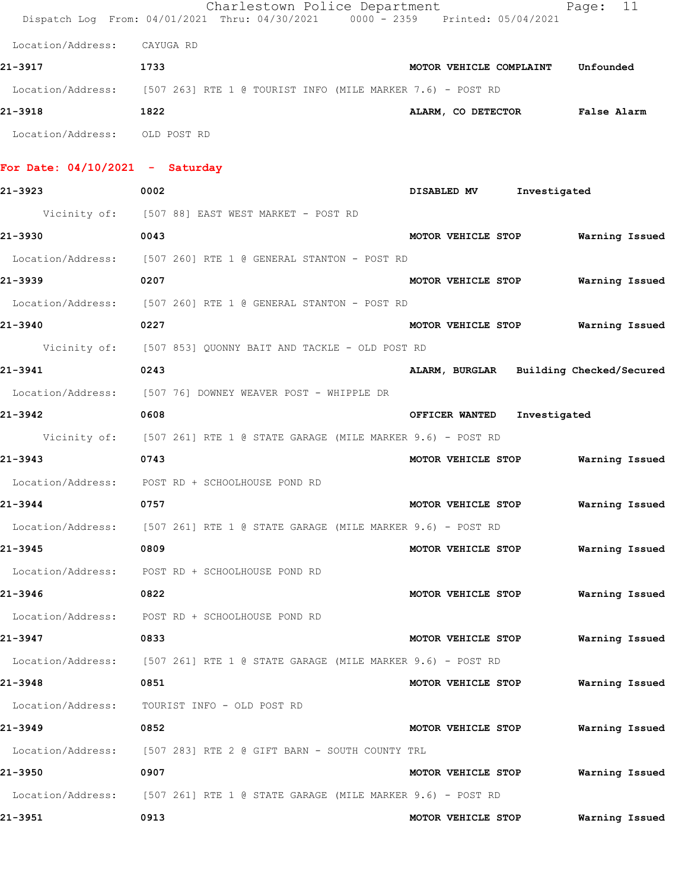Location/Address: CAYUGA RD

**21-3917** 1733 **MOTOR VEHICLE COMPLAINT** **Unfounded**

Location/Address: [507 263] RTE 1 @ TOURIST INFO (MILE MARKER 7.6) - POST RD

**21-3918** 1822 **ALARM, CO DETECTOR** **False Alarm**

Location/Address: OLD POST RD

## For Date: 04/10/2021 - Saturday

**21-3923** 0002 **DISABLED MV** **Investigated**

Vicinity of: [507 88] EAST WEST MARKET - POST RD

**21-3930** 0043 **MOTOR VEHICLE STOP** **Warning Issued**

Location/Address: [507 260] RTE 1 @ GENERAL STANTON - POST RD

**21-3939** 0207 **MOTOR VEHICLE STOP** **Warning Issued**

Location/Address: [507 260] RTE 1 @ GENERAL STANTON - POST RD

**21-3940** 0227 **MOTOR VEHICLE STOP** **Warning Issued**

Vicinity of: [507 853] QUONNY BAIT AND TACKLE - OLD POST RD

**21-3941** 0243 **ALARM, BURGLAR** **Building Checked/Secured**

Location/Address: [507 76] DOWNEY WEAVER POST - WHIPPLE DR

**21-3942** 0608 **OFFICER WANTED** **Investigated**

Vicinity of: [507 261] RTE 1 @ STATE GARAGE (MILE MARKER 9.6) - POST RD

**21-3943** 0743 **MOTOR VEHICLE STOP** **Warning Issued**

Location/Address: POST RD + SCHOOLHOUSE POND RD

**21-3944** 0757 **MOTOR VEHICLE STOP** **Warning Issued**

Location/Address: [507 261] RTE 1 @ STATE GARAGE (MILE MARKER 9.6) - POST RD

**21-3945** 0809 **MOTOR VEHICLE STOP** **Warning Issued**

Location/Address: POST RD + SCHOOLHOUSE POND RD

**21-3946** 0822 **MOTOR VEHICLE STOP** **Warning Issued**

Location/Address: POST RD + SCHOOLHOUSE POND RD

**21-3947** 0833 **MOTOR VEHICLE STOP** **Warning Issued**

Location/Address: [507 261] RTE 1 @ STATE GARAGE (MILE MARKER 9.6) - POST RD

**21-3948** 0851 **MOTOR VEHICLE STOP** **Warning Issued**

Location/Address: TOURIST INFO - OLD POST RD

**21-3949** 0852 **MOTOR VEHICLE STOP** **Warning Issued**

Location/Address: [507 283] RTE 2 @ GIFT BARN - SOUTH COUNTY TRL

**21-3950** 0907 **MOTOR VEHICLE STOP** **Warning Issued**

Location/Address: [507 261] RTE 1 @ STATE GARAGE (MILE MARKER 9.6) - POST RD

**21-3951** 0913 **MOTOR VEHICLE STOP** **Warning Issued**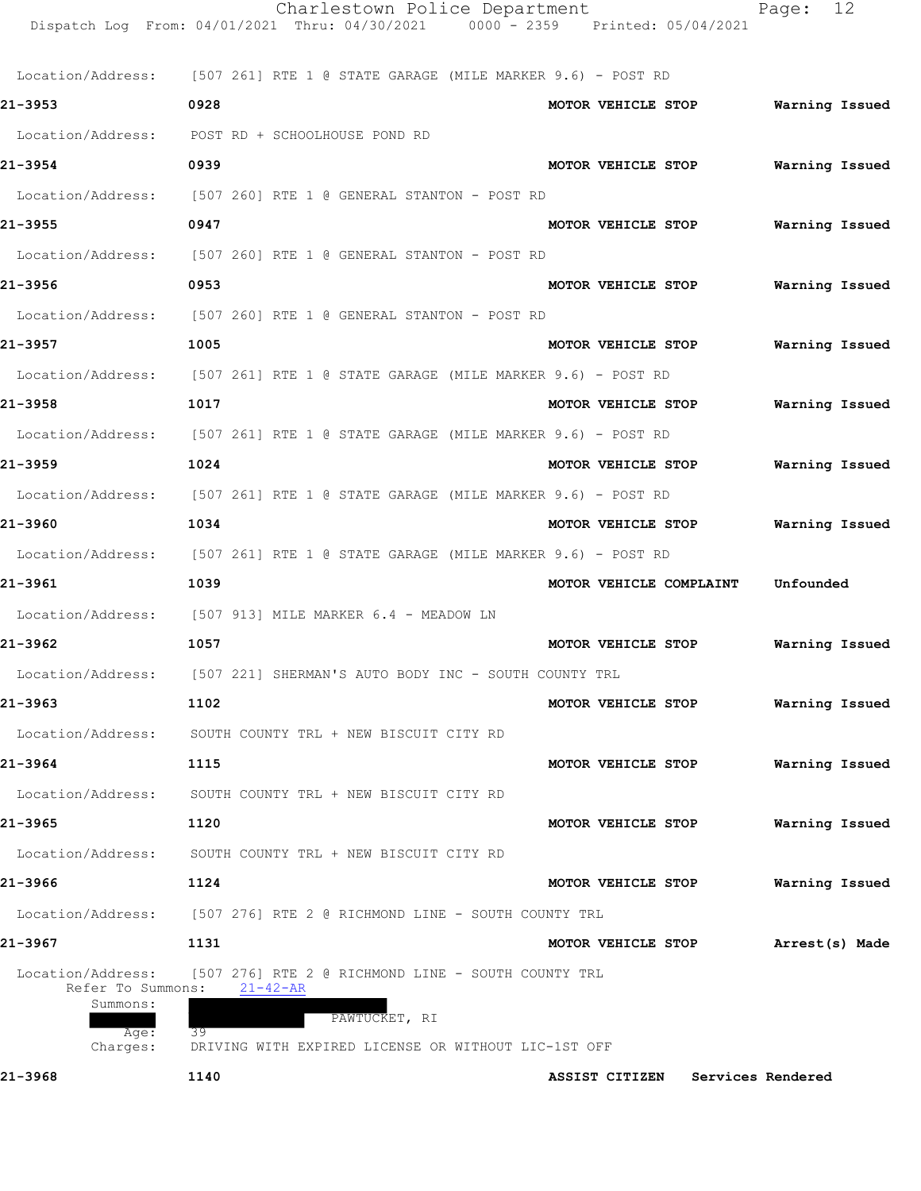Location/Address: [507 261] RTE 1 @ STATE GARAGE (MILE MARKER 9.6) - POST RD

**21-3953** **0928** **MOTOR VEHICLE STOP** **Warning Issued**

Location/Address: POST RD + SCHOOLHOUSE POND RD

**21-3954** **0939** **MOTOR VEHICLE STOP** **Warning Issued**

Location/Address: [507 260] RTE 1 @ GENERAL STANTON - POST RD

**21-3955** **0947** **MOTOR VEHICLE STOP** **Warning Issued**

Location/Address: [507 260] RTE 1 @ GENERAL STANTON - POST RD

**21-3956** **0953** **MOTOR VEHICLE STOP** **Warning Issued**

Location/Address: [507 260] RTE 1 @ GENERAL STANTON - POST RD

**21-3957** **1005** **MOTOR VEHICLE STOP** **Warning Issued**

Location/Address: [507 261] RTE 1 @ STATE GARAGE (MILE MARKER 9.6) - POST RD

**21-3958** **1017** **MOTOR VEHICLE STOP** **Warning Issued**

Location/Address: [507 261] RTE 1 @ STATE GARAGE (MILE MARKER 9.6) - POST RD

**21-3959** **1024** **MOTOR VEHICLE STOP** **Warning Issued**

Location/Address: [507 261] RTE 1 @ STATE GARAGE (MILE MARKER 9.6) - POST RD

**21-3960** **1034** **MOTOR VEHICLE STOP** **Warning Issued**

Location/Address: [507 261] RTE 1 @ STATE GARAGE (MILE MARKER 9.6) - POST RD

**21-3961** **1039** **MOTOR VEHICLE COMPLAINT** **Unfounded**

Location/Address: [507 913] MILE MARKER 6.4 - MEADOW LN

**21-3962** **1057** **MOTOR VEHICLE STOP** **Warning Issued**

Location/Address: [507 221] SHERMAN'S AUTO BODY INC - SOUTH COUNTY TRL

**21-3963** **1102** **MOTOR VEHICLE STOP** **Warning Issued**

Location/Address: SOUTH COUNTY TRL + NEW BISCUIT CITY RD

**21-3964** **1115** **MOTOR VEHICLE STOP** **Warning Issued**

Location/Address: SOUTH COUNTY TRL + NEW BISCUIT CITY RD

**21-3965** **1120** **MOTOR VEHICLE STOP** **Warning Issued**

Location/Address: SOUTH COUNTY TRL + NEW BISCUIT CITY RD

**21-3966** **1124** **MOTOR VEHICLE STOP** **Warning Issued**

Location/Address: [507 276] RTE 2 @ RICHMOND LINE - SOUTH COUNTY TRL

**21-3967** **1131** **MOTOR VEHICLE STOP** **Arrest(s) Made**

Location/Address: [507 276] RTE 2 @ RICHMOND LINE - SOUTH COUNTY TRL
Refer To Summons: 21-42-AR
Summons: PAWTUCKET, RI
Age: 39
Charges: DRIVING WITH EXPIRED LICENSE OR WITHOUT LIC-1ST OFF

**21-3968** **1140** **ASSIST CITIZEN** **Services Rendered**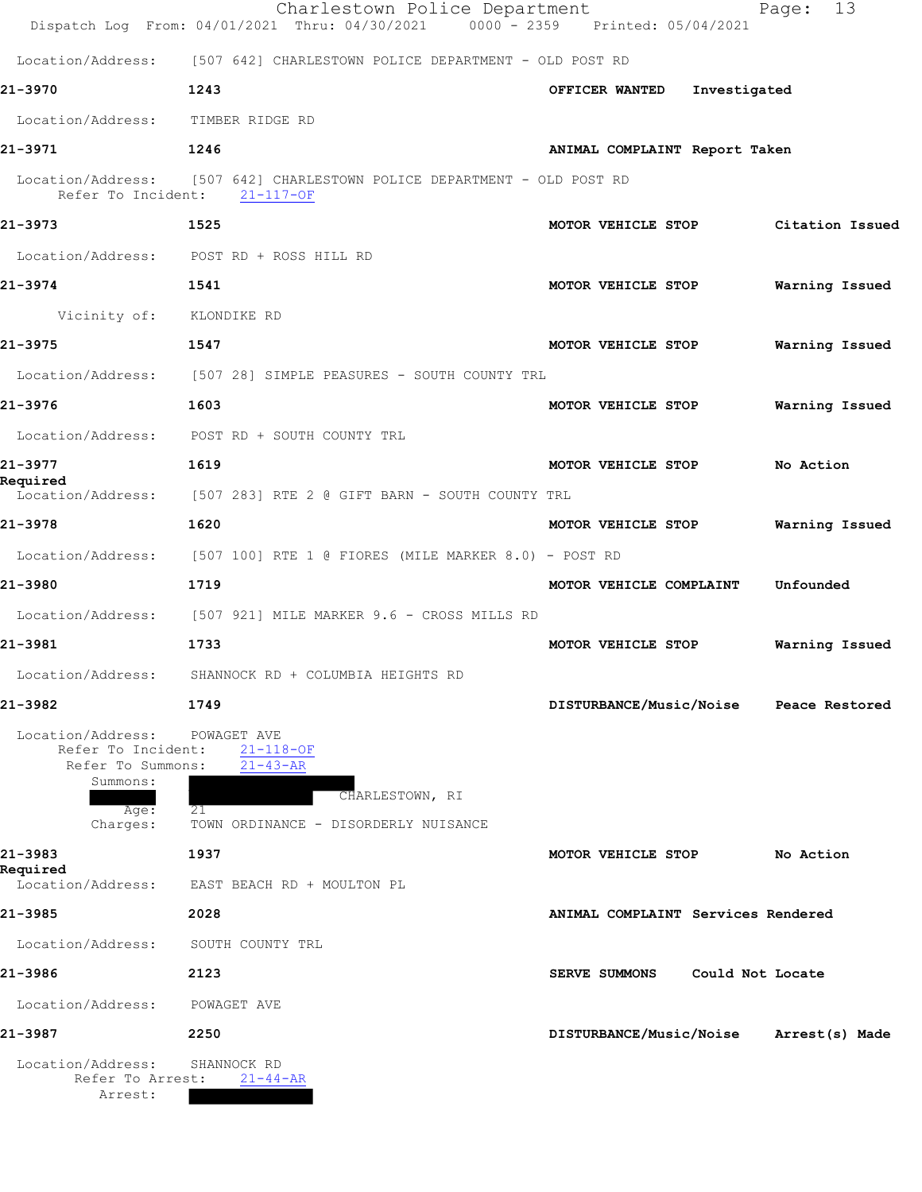Location/Address: [507 642] CHARLESTOWN POLICE DEPARTMENT - OLD POST RD

**21-3970** 1243 **OFFICER WANTED** **Investigated**

Location/Address: TIMBER RIDGE RD

**21-3971** 1246 **ANIMAL COMPLAINT** **Report Taken**

Location/Address: [507 642] CHARLESTOWN POLICE DEPARTMENT - OLD POST RD
Refer To Incident: 21-117-OF

**21-3973** 1525 **MOTOR VEHICLE STOP** **Citation Issued**

Location/Address: POST RD + ROSS HILL RD

**21-3974** 1541 **MOTOR VEHICLE STOP** **Warning Issued**

Vicinity of: KLONDIKE RD

**21-3975** 1547 **MOTOR VEHICLE STOP** **Warning Issued**

Location/Address: [507 28] SIMPLE PEASURES - SOUTH COUNTY TRL

**21-3976** 1603 **MOTOR VEHICLE STOP** **Warning Issued**

Location/Address: POST RD + SOUTH COUNTY TRL

**21-3977** 1619 **MOTOR VEHICLE STOP** **No Action Required**

Location/Address: [507 283] RTE 2 @ GIFT BARN - SOUTH COUNTY TRL

**21-3978** 1620 **MOTOR VEHICLE STOP** **Warning Issued**

Location/Address: [507 100] RTE 1 @ FIORES (MILE MARKER 8.0) - POST RD

**21-3980** 1719 **MOTOR VEHICLE COMPLAINT** **Unfounded**

Location/Address: [507 921] MILE MARKER 9.6 - CROSS MILLS RD

**21-3981** 1733 **MOTOR VEHICLE STOP** **Warning Issued**

Location/Address: SHANNOCK RD + COLUMBIA HEIGHTS RD

**21-3982** 1749 **DISTURBANCE/Music/Noise** **Peace Restored**

Location/Address: POWAGET AVE
Refer To Incident: 21-118-OF
Refer To Summons: 21-43-AR
Summons: CHARLESTOWN, RI
Age: 21
Charges: TOWN ORDINANCE - DISORDERLY NUISANCE

**21-3983** 1937 **MOTOR VEHICLE STOP** **No Action Required**

Location/Address: EAST BEACH RD + MOULTON PL

**21-3985** 2028 **ANIMAL COMPLAINT** **Services Rendered**

Location/Address: SOUTH COUNTY TRL

**21-3986** 2123 **SERVE SUMMONS** **Could Not Locate**

Location/Address: POWAGET AVE

**21-3987** 2250 **DISTURBANCE/Music/Noise** **Arrest(s) Made**

Location/Address: SHANNOCK RD
Refer To Arrest: 21-44-AR
Arrest: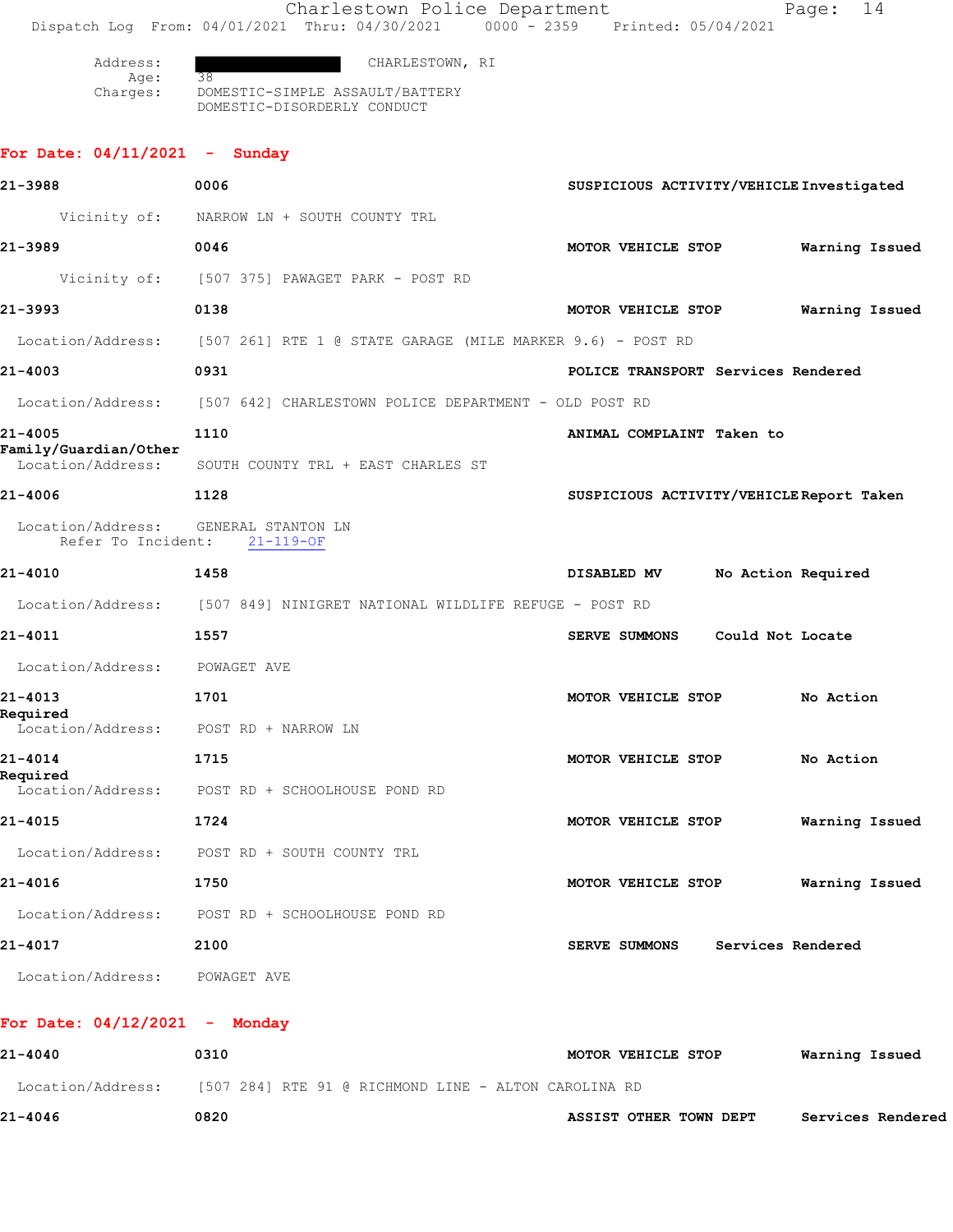Address: ████████ CHARLESTOWN, RI
Age: 38
Charges: DOMESTIC-SIMPLE ASSAULT/BATTERY
DOMESTIC-DISORDERLY CONDUCT

## For Date: 04/11/2021 - Sunday

**21-3988** **0006** **SUSPICIOUS ACTIVITY/VEHICLE** **Investigated**
Vicinity of: NARROW LN + SOUTH COUNTY TRL

**21-3989** **0046** **MOTOR VEHICLE STOP** **Warning Issued**
Vicinity of: [507 375] PAWAGET PARK - POST RD

**21-3993** **0138** **MOTOR VEHICLE STOP** **Warning Issued**
Location/Address: [507 261] RTE 1 @ STATE GARAGE (MILE MARKER 9.6) - POST RD

**21-4003** **0931** **POLICE TRANSPORT** **Services Rendered**
Location/Address: [507 642] CHARLESTOWN POLICE DEPARTMENT - OLD POST RD

**21-4005** **1110** **ANIMAL COMPLAINT** **Taken to Family/Guardian/Other**
Location/Address: SOUTH COUNTY TRL + EAST CHARLES ST

**21-4006** **1128** **SUSPICIOUS ACTIVITY/VEHICLE** **Report Taken**
Location/Address: GENERAL STANTON LN
Refer To Incident: 21-119-OF

**21-4010** **1458** **DISABLED MV** **No Action Required**
Location/Address: [507 849] NINIGRET NATIONAL WILDLIFE REFUGE - POST RD

**21-4011** **1557** **SERVE SUMMONS** **Could Not Locate**
Location/Address: POWAGET AVE

**21-4013** **1701** **MOTOR VEHICLE STOP** **No Action Required**
Location/Address: POST RD + NARROW LN

**21-4014** **1715** **MOTOR VEHICLE STOP** **No Action Required**
Location/Address: POST RD + SCHOOLHOUSE POND RD

**21-4015** **1724** **MOTOR VEHICLE STOP** **Warning Issued**
Location/Address: POST RD + SOUTH COUNTY TRL

**21-4016** **1750** **MOTOR VEHICLE STOP** **Warning Issued**
Location/Address: POST RD + SCHOOLHOUSE POND RD

**21-4017** **2100** **SERVE SUMMONS** **Services Rendered**
Location/Address: POWAGET AVE

## For Date: 04/12/2021 - Monday

**21-4040** **0310** **MOTOR VEHICLE STOP** **Warning Issued**
Location/Address: [507 284] RTE 91 @ RICHMOND LINE - ALTON CAROLINA RD

**21-4046** **0820** **ASSIST OTHER TOWN DEPT** **Services Rendered**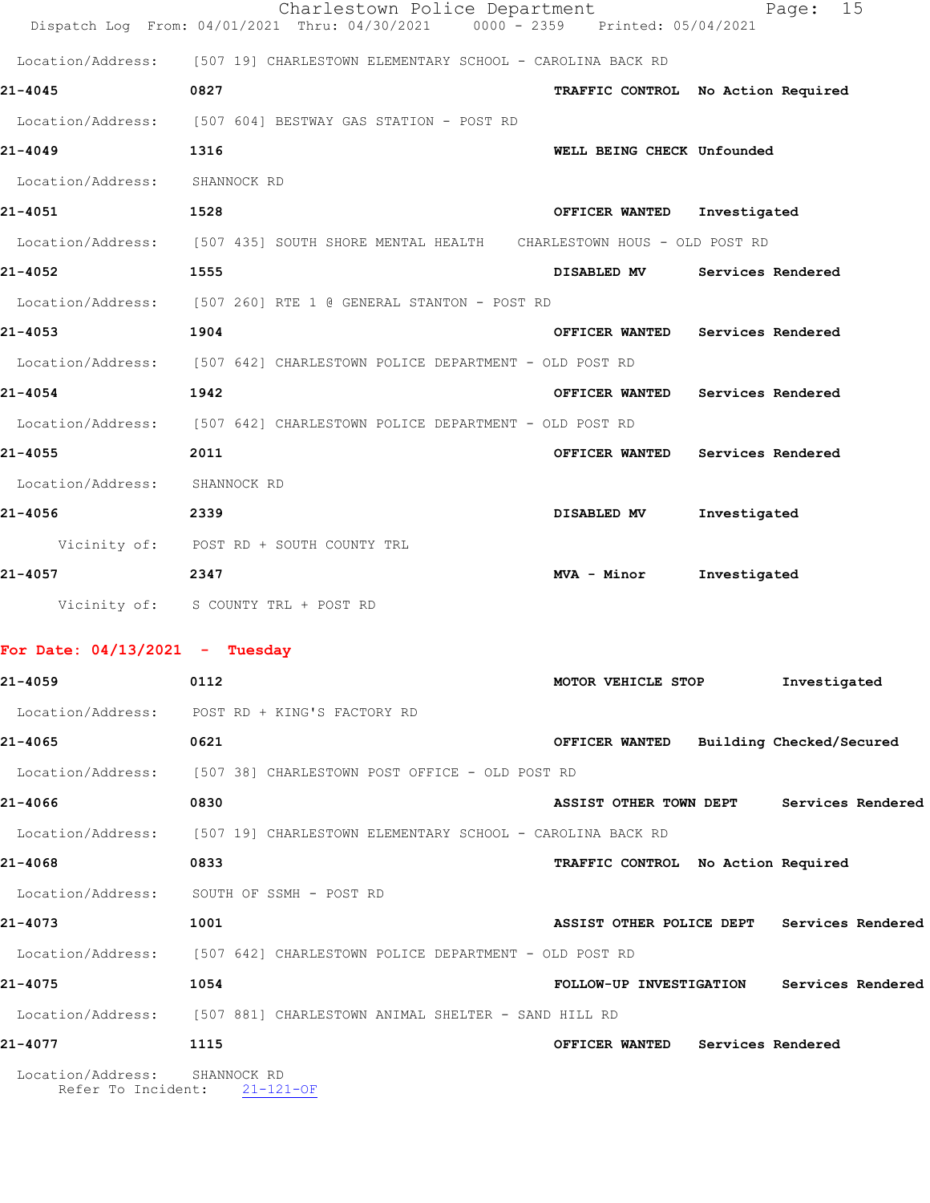Location/Address: [507 19] CHARLESTOWN ELEMENTARY SCHOOL - CAROLINA BACK RD

**21-4045** **0827** **TRAFFIC CONTROL** **No Action Required**

Location/Address: [507 604] BESTWAY GAS STATION - POST RD

**21-4049** **1316** **WELL BEING CHECK** **Unfounded**

Location/Address: SHANNOCK RD

**21-4051** **1528** **OFFICER WANTED** **Investigated**

Location/Address: [507 435] SOUTH SHORE MENTAL HEALTH CHARLESTOWN HOUS - OLD POST RD

**21-4052** **1555** **DISABLED MV** **Services Rendered**

Location/Address: [507 260] RTE 1 @ GENERAL STANTON - POST RD

**21-4053** **1904** **OFFICER WANTED** **Services Rendered**

Location/Address: [507 642] CHARLESTOWN POLICE DEPARTMENT - OLD POST RD

**21-4054** **1942** **OFFICER WANTED** **Services Rendered**

Location/Address: [507 642] CHARLESTOWN POLICE DEPARTMENT - OLD POST RD

**21-4055** **2011** **OFFICER WANTED** **Services Rendered**

Location/Address: SHANNOCK RD

**21-4056** **2339** **DISABLED MV** **Investigated**

Vicinity of: POST RD + SOUTH COUNTY TRL

**21-4057** **2347** **MVA - Minor** **Investigated**

Vicinity of: S COUNTY TRL + POST RD

**For Date: 04/13/2021 - Tuesday**

**21-4059** **0112** **MOTOR VEHICLE STOP** **Investigated**

Location/Address: POST RD + KING'S FACTORY RD

**21-4065** **0621** **OFFICER WANTED** **Building Checked/Secured**

Location/Address: [507 38] CHARLESTOWN POST OFFICE - OLD POST RD

**21-4066** **0830** **ASSIST OTHER TOWN DEPT** **Services Rendered**

Location/Address: [507 19] CHARLESTOWN ELEMENTARY SCHOOL - CAROLINA BACK RD

**21-4068** **0833** **TRAFFIC CONTROL** **No Action Required**

Location/Address: SOUTH OF SSMH - POST RD

**21-4073** **1001** **ASSIST OTHER POLICE DEPT** **Services Rendered**

Location/Address: [507 642] CHARLESTOWN POLICE DEPARTMENT - OLD POST RD

**21-4075** **1054** **FOLLOW-UP INVESTIGATION** **Services Rendered**

Location/Address: [507 881] CHARLESTOWN ANIMAL SHELTER - SAND HILL RD

**21-4077** **1115** **OFFICER WANTED** **Services Rendered**

Location/Address: SHANNOCK RD
Refer To Incident: 21-121-OF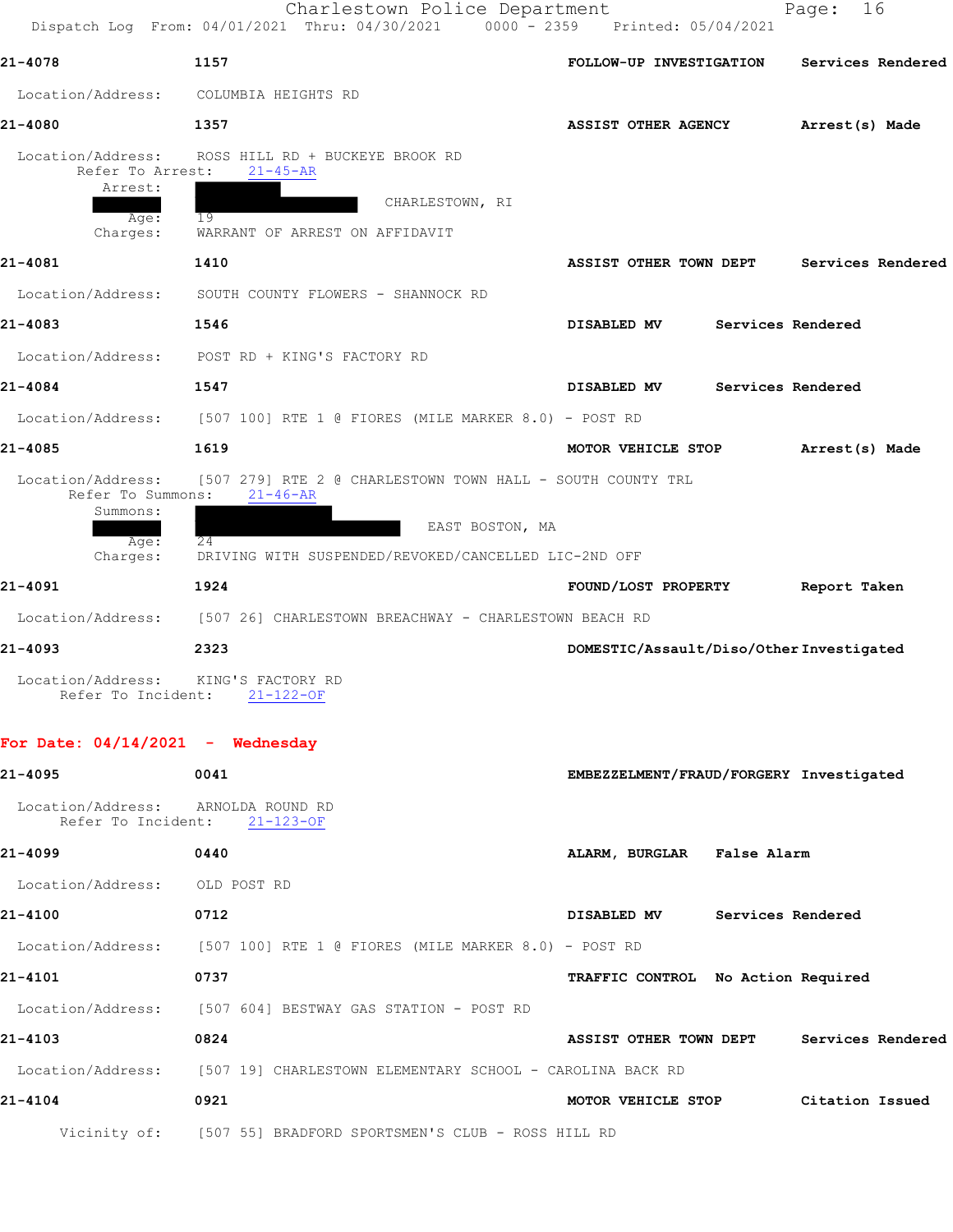**21-4078** 1157 **FOLLOW-UP INVESTIGATION** **Services Rendered**

Location/Address: COLUMBIA HEIGHTS RD

**21-4080** 1357 **ASSIST OTHER AGENCY** **Arrest(s) Made**

Location/Address: ROSS HILL RD + BUCKEYE BROOK RD
Refer To Arrest: 21-45-AR
Arrest: CHARLESTOWN, RI
Age: 19
Charges: WARRANT OF ARREST ON AFFIDAVIT

**21-4081** 1410 **ASSIST OTHER TOWN DEPT** **Services Rendered**

Location/Address: SOUTH COUNTY FLOWERS - SHANNOCK RD

**21-4083** 1546 **DISABLED MV** **Services Rendered**

Location/Address: POST RD + KING'S FACTORY RD

**21-4084** 1547 **DISABLED MV** **Services Rendered**

Location/Address: [507 100] RTE 1 @ FIORES (MILE MARKER 8.0) - POST RD

**21-4085** 1619 **MOTOR VEHICLE STOP** **Arrest(s) Made**

Location/Address: [507 279] RTE 2 @ CHARLESTOWN TOWN HALL - SOUTH COUNTY TRL
Refer To Summons: 21-46-AR
Summons: EAST BOSTON, MA
Age: 24
Charges: DRIVING WITH SUSPENDED/REVOKED/CANCELLED LIC-2ND OFF

**21-4091** 1924 **FOUND/LOST PROPERTY** **Report Taken**

Location/Address: [507 26] CHARLESTOWN BREACHWAY - CHARLESTOWN BEACH RD

**21-4093** 2323 **DOMESTIC/Assault/Diso/Other** **Investigated**

Location/Address: KING'S FACTORY RD
Refer To Incident: 21-122-OF

## For Date: 04/14/2021 - Wednesday

**21-4095** 0041 **EMBEZZELMENT/FRAUD/FORGERY** **Investigated**

Location/Address: ARNOLDA ROUND RD
Refer To Incident: 21-123-OF

**21-4099** 0440 **ALARM, BURGLAR** **False Alarm**

Location/Address: OLD POST RD

**21-4100** 0712 **DISABLED MV** **Services Rendered**

Location/Address: [507 100] RTE 1 @ FIORES (MILE MARKER 8.0) - POST RD

**21-4101** 0737 **TRAFFIC CONTROL** **No Action Required**

Location/Address: [507 604] BESTWAY GAS STATION - POST RD

**21-4103** 0824 **ASSIST OTHER TOWN DEPT** **Services Rendered**

Location/Address: [507 19] CHARLESTOWN ELEMENTARY SCHOOL - CAROLINA BACK RD

**21-4104** 0921 **MOTOR VEHICLE STOP** **Citation Issued**

Vicinity of: [507 55] BRADFORD SPORTSMEN'S CLUB - ROSS HILL RD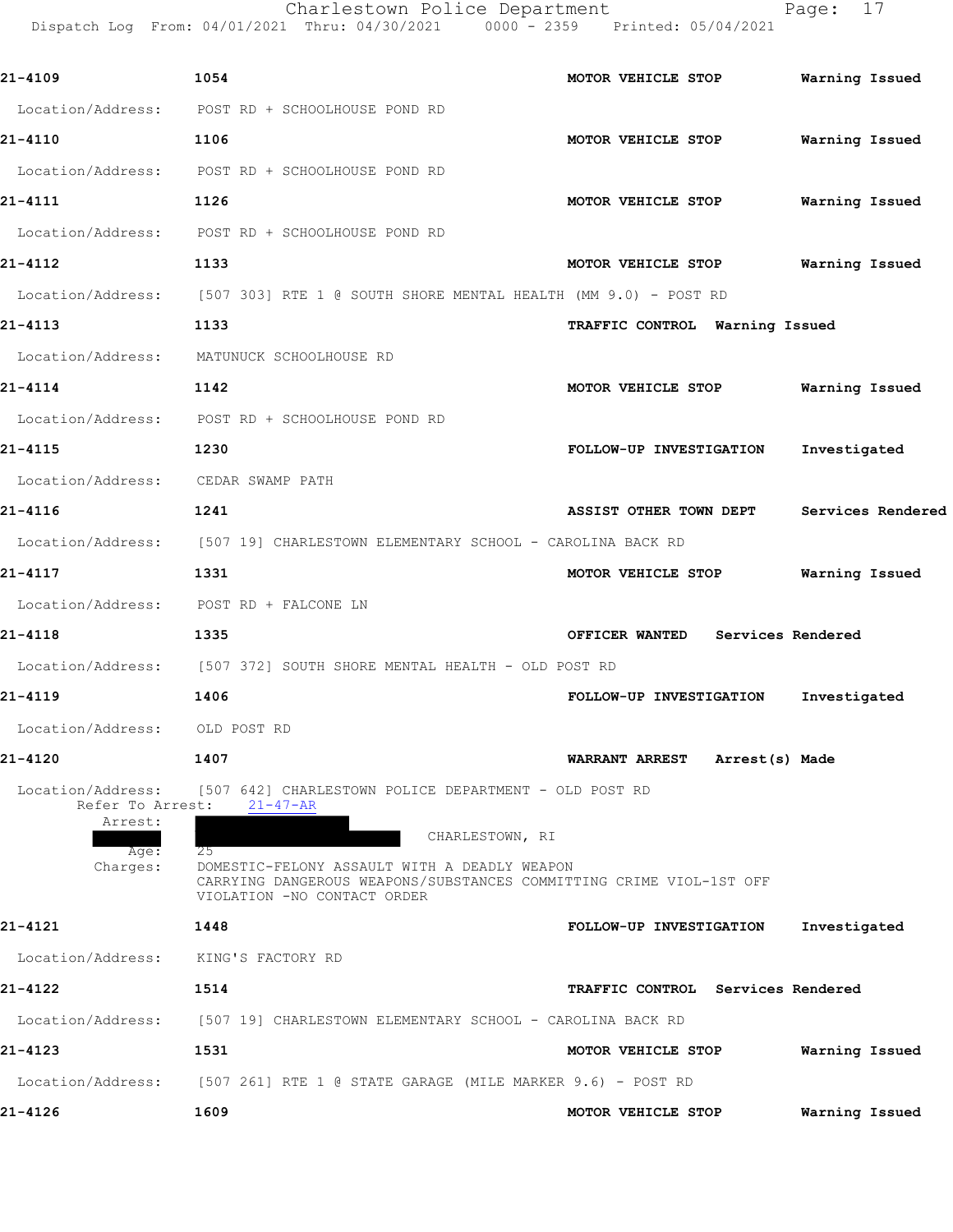21-4109 1054 MOTOR VEHICLE STOP Warning Issued

Location/Address: POST RD + SCHOOLHOUSE POND RD

21-4110 1106 MOTOR VEHICLE STOP Warning Issued

Location/Address: POST RD + SCHOOLHOUSE POND RD

21-4111 1126 MOTOR VEHICLE STOP Warning Issued

Location/Address: POST RD + SCHOOLHOUSE POND RD

21-4112 1133 MOTOR VEHICLE STOP Warning Issued

Location/Address: [507 303] RTE 1 @ SOUTH SHORE MENTAL HEALTH (MM 9.0) - POST RD

21-4113 1133 TRAFFIC CONTROL Warning Issued

Location/Address: MATUNUCK SCHOOLHOUSE RD

21-4114 1142 MOTOR VEHICLE STOP Warning Issued

Location/Address: POST RD + SCHOOLHOUSE POND RD

21-4115 1230 FOLLOW-UP INVESTIGATION Investigated

Location/Address: CEDAR SWAMP PATH

21-4116 1241 ASSIST OTHER TOWN DEPT Services Rendered

Location/Address: [507 19] CHARLESTOWN ELEMENTARY SCHOOL - CAROLINA BACK RD

21-4117 1331 MOTOR VEHICLE STOP Warning Issued

Location/Address: POST RD + FALCONE LN

21-4118 1335 OFFICER WANTED Services Rendered

Location/Address: [507 372] SOUTH SHORE MENTAL HEALTH - OLD POST RD

21-4119 1406 FOLLOW-UP INVESTIGATION Investigated

Location/Address: OLD POST RD

21-4120 1407 WARRANT ARREST Arrest(s) Made

Location/Address: [507 642] CHARLESTOWN POLICE DEPARTMENT - OLD POST RD

Refer To Arrest: 21-47-AR

Arrest: CHARLESTOWN, RI

Age: 25

Charges: DOMESTIC-FELONY ASSAULT WITH A DEADLY WEAPON
CARRYING DANGEROUS WEAPONS/SUBSTANCES COMMITTING CRIME VIOL-1ST OFF
VIOLATION -NO CONTACT ORDER

21-4121 1448 FOLLOW-UP INVESTIGATION Investigated

Location/Address: KING'S FACTORY RD

21-4122 1514 TRAFFIC CONTROL Services Rendered

Location/Address: [507 19] CHARLESTOWN ELEMENTARY SCHOOL - CAROLINA BACK RD

21-4123 1531 MOTOR VEHICLE STOP Warning Issued

Location/Address: [507 261] RTE 1 @ STATE GARAGE (MILE MARKER 9.6) - POST RD

21-4126 1609 MOTOR VEHICLE STOP Warning Issued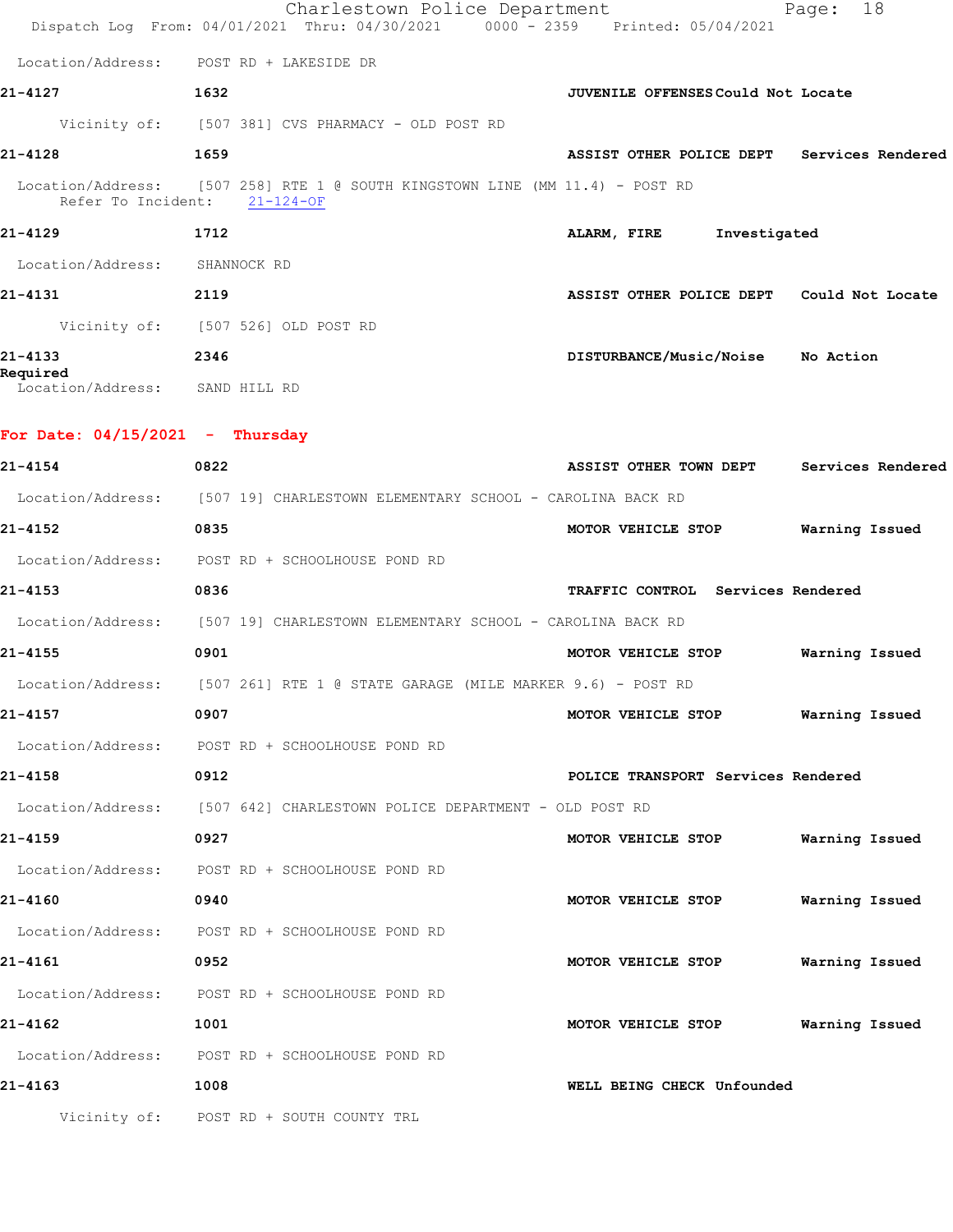Location/Address: POST RD + LAKESIDE DR

**21-4127** **1632** **JUVENILE OFFENSES** **Could Not Locate**

Vicinity of: [507 381] CVS PHARMACY - OLD POST RD

**21-4128** **1659** **ASSIST OTHER POLICE DEPT** **Services Rendered**

Location/Address: [507 258] RTE 1 @ SOUTH KINGSTOWN LINE (MM 11.4) - POST RD
Refer To Incident: 21-124-OF

**21-4129** **1712** **ALARM, FIRE** **Investigated**

Location/Address: SHANNOCK RD

**21-4131** **2119** **ASSIST OTHER POLICE DEPT** **Could Not Locate**

Vicinity of: [507 526] OLD POST RD

**21-4133** **2346** **DISTURBANCE/Music/Noise** **No Action Required**

Location/Address: SAND HILL RD

## For Date: 04/15/2021 - Thursday

**21-4154** **0822** **ASSIST OTHER TOWN DEPT** **Services Rendered**

Location/Address: [507 19] CHARLESTOWN ELEMENTARY SCHOOL - CAROLINA BACK RD

**21-4152** **0835** **MOTOR VEHICLE STOP** **Warning Issued**

Location/Address: POST RD + SCHOOLHOUSE POND RD

**21-4153** **0836** **TRAFFIC CONTROL** **Services Rendered**

Location/Address: [507 19] CHARLESTOWN ELEMENTARY SCHOOL - CAROLINA BACK RD

**21-4155** **0901** **MOTOR VEHICLE STOP** **Warning Issued**

Location/Address: [507 261] RTE 1 @ STATE GARAGE (MILE MARKER 9.6) - POST RD

**21-4157** **0907** **MOTOR VEHICLE STOP** **Warning Issued**

Location/Address: POST RD + SCHOOLHOUSE POND RD

**21-4158** **0912** **POLICE TRANSPORT** **Services Rendered**

Location/Address: [507 642] CHARLESTOWN POLICE DEPARTMENT - OLD POST RD

**21-4159** **0927** **MOTOR VEHICLE STOP** **Warning Issued**

Location/Address: POST RD + SCHOOLHOUSE POND RD

**21-4160** **0940** **MOTOR VEHICLE STOP** **Warning Issued**

Location/Address: POST RD + SCHOOLHOUSE POND RD

**21-4161** **0952** **MOTOR VEHICLE STOP** **Warning Issued**

Location/Address: POST RD + SCHOOLHOUSE POND RD

**21-4162** **1001** **MOTOR VEHICLE STOP** **Warning Issued**

Location/Address: POST RD + SCHOOLHOUSE POND RD

**21-4163** **1008** **WELL BEING CHECK** **Unfounded**

Vicinity of: POST RD + SOUTH COUNTY TRL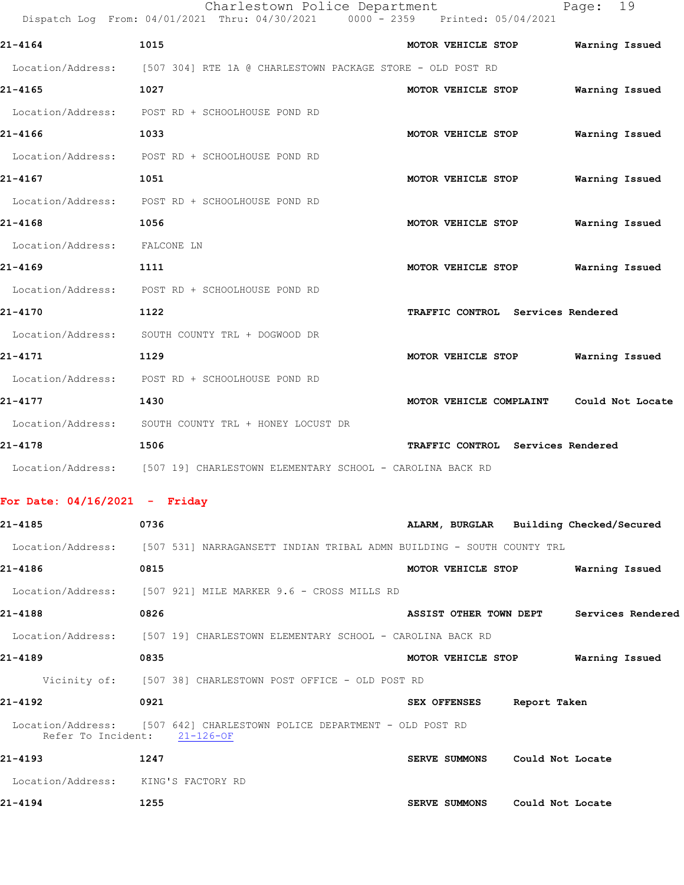**21-4164** 1015 **MOTOR VEHICLE STOP** **Warning Issued**

Location/Address: [507 304] RTE 1A @ CHARLESTOWN PACKAGE STORE - OLD POST RD

**21-4165** 1027 **MOTOR VEHICLE STOP** **Warning Issued**

Location/Address: POST RD + SCHOOLHOUSE POND RD

**21-4166** 1033 **MOTOR VEHICLE STOP** **Warning Issued**

Location/Address: POST RD + SCHOOLHOUSE POND RD

**21-4167** 1051 **MOTOR VEHICLE STOP** **Warning Issued**

Location/Address: POST RD + SCHOOLHOUSE POND RD

**21-4168** 1056 **MOTOR VEHICLE STOP** **Warning Issued**

Location/Address: FALCONE LN

**21-4169** 1111 **MOTOR VEHICLE STOP** **Warning Issued**

Location/Address: POST RD + SCHOOLHOUSE POND RD

**21-4170** 1122 **TRAFFIC CONTROL** **Services Rendered**

Location/Address: SOUTH COUNTY TRL + DOGWOOD DR

**21-4171** 1129 **MOTOR VEHICLE STOP** **Warning Issued**

Location/Address: POST RD + SCHOOLHOUSE POND RD

**21-4177** 1430 **MOTOR VEHICLE COMPLAINT** **Could Not Locate**

Location/Address: SOUTH COUNTY TRL + HONEY LOCUST DR

**21-4178** 1506 **TRAFFIC CONTROL** **Services Rendered**

Location/Address: [507 19] CHARLESTOWN ELEMENTARY SCHOOL - CAROLINA BACK RD

## For Date: 04/16/2021 - Friday

**21-4185** 0736 **ALARM, BURGLAR** **Building Checked/Secured**

Location/Address: [507 531] NARRAGANSETT INDIAN TRIBAL ADMN BUILDING - SOUTH COUNTY TRL

**21-4186** 0815 **MOTOR VEHICLE STOP** **Warning Issued**

Location/Address: [507 921] MILE MARKER 9.6 - CROSS MILLS RD

**21-4188** 0826 **ASSIST OTHER TOWN DEPT** **Services Rendered**

Location/Address: [507 19] CHARLESTOWN ELEMENTARY SCHOOL - CAROLINA BACK RD

**21-4189** 0835 **MOTOR VEHICLE STOP** **Warning Issued**

Vicinity of: [507 38] CHARLESTOWN POST OFFICE - OLD POST RD

**21-4192** 0921 **SEX OFFENSES** **Report Taken**

Location/Address: [507 642] CHARLESTOWN POLICE DEPARTMENT - OLD POST RD
Refer To Incident: 21-126-OF

**21-4193** 1247 **SERVE SUMMONS** **Could Not Locate**

Location/Address: KING'S FACTORY RD

**21-4194** 1255 **SERVE SUMMONS** **Could Not Locate**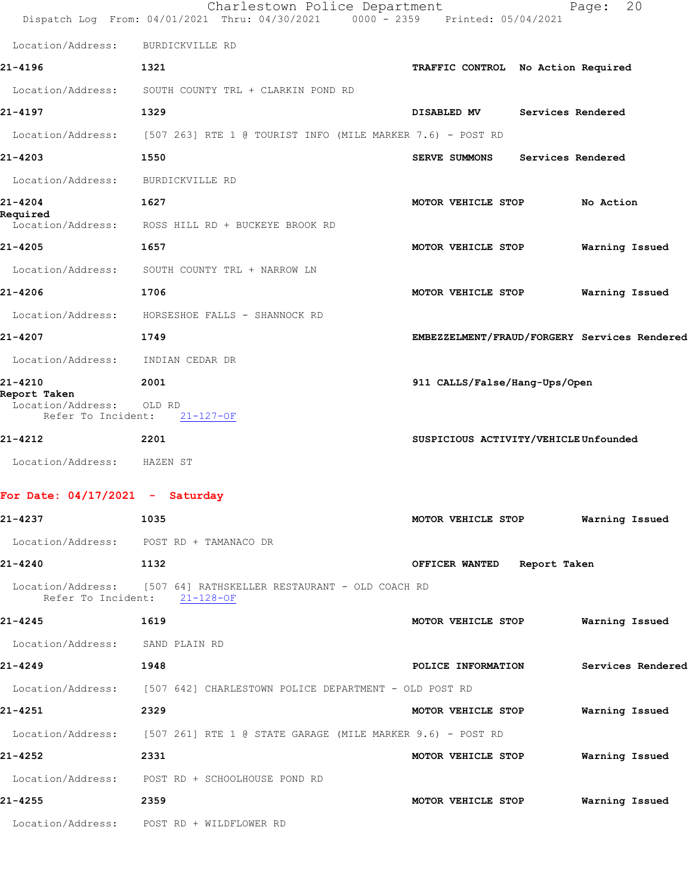Location/Address: BURDICKVILLE RD

**21-4196** 1321 **TRAFFIC CONTROL No Action Required**

Location/Address: SOUTH COUNTY TRL + CLARKIN POND RD

**21-4197** 1329 **DISABLED MV Services Rendered**

Location/Address: [507 263] RTE 1 @ TOURIST INFO (MILE MARKER 7.6) - POST RD

**21-4203** 1550 **SERVE SUMMONS Services Rendered**

Location/Address: BURDICKVILLE RD

**21-4204** 1627 **MOTOR VEHICLE STOP No Action Required**

Location/Address: ROSS HILL RD + BUCKEYE BROOK RD

**21-4205** 1657 **MOTOR VEHICLE STOP Warning Issued**

Location/Address: SOUTH COUNTY TRL + NARROW LN

**21-4206** 1706 **MOTOR VEHICLE STOP Warning Issued**

Location/Address: HORSESHOE FALLS - SHANNOCK RD

**21-4207** 1749 **EMBEZZELMENT/FRAUD/FORGERY Services Rendered**

Location/Address: INDIAN CEDAR DR

**21-4210** 2001 **911 CALLS/False/Hang-Ups/Open Report Taken**

Location/Address: OLD RD
Refer To Incident: 21-127-OF

**21-4212** 2201 **SUSPICIOUS ACTIVITY/VEHICLE Unfounded**

Location/Address: HAZEN ST

## For Date: 04/17/2021 - Saturday

**21-4237** 1035 **MOTOR VEHICLE STOP Warning Issued**

Location/Address: POST RD + TAMANACO DR

**21-4240** 1132 **OFFICER WANTED Report Taken**

Location/Address: [507 64] RATHSKELLER RESTAURANT - OLD COACH RD
Refer To Incident: 21-128-OF

**21-4245** 1619 **MOTOR VEHICLE STOP Warning Issued**

Location/Address: SAND PLAIN RD

**21-4249** 1948 **POLICE INFORMATION Services Rendered**

Location/Address: [507 642] CHARLESTOWN POLICE DEPARTMENT - OLD POST RD

**21-4251** 2329 **MOTOR VEHICLE STOP Warning Issued**

Location/Address: [507 261] RTE 1 @ STATE GARAGE (MILE MARKER 9.6) - POST RD

**21-4252** 2331 **MOTOR VEHICLE STOP Warning Issued**

Location/Address: POST RD + SCHOOLHOUSE POND RD

**21-4255** 2359 **MOTOR VEHICLE STOP Warning Issued**

Location/Address: POST RD + WILDFLOWER RD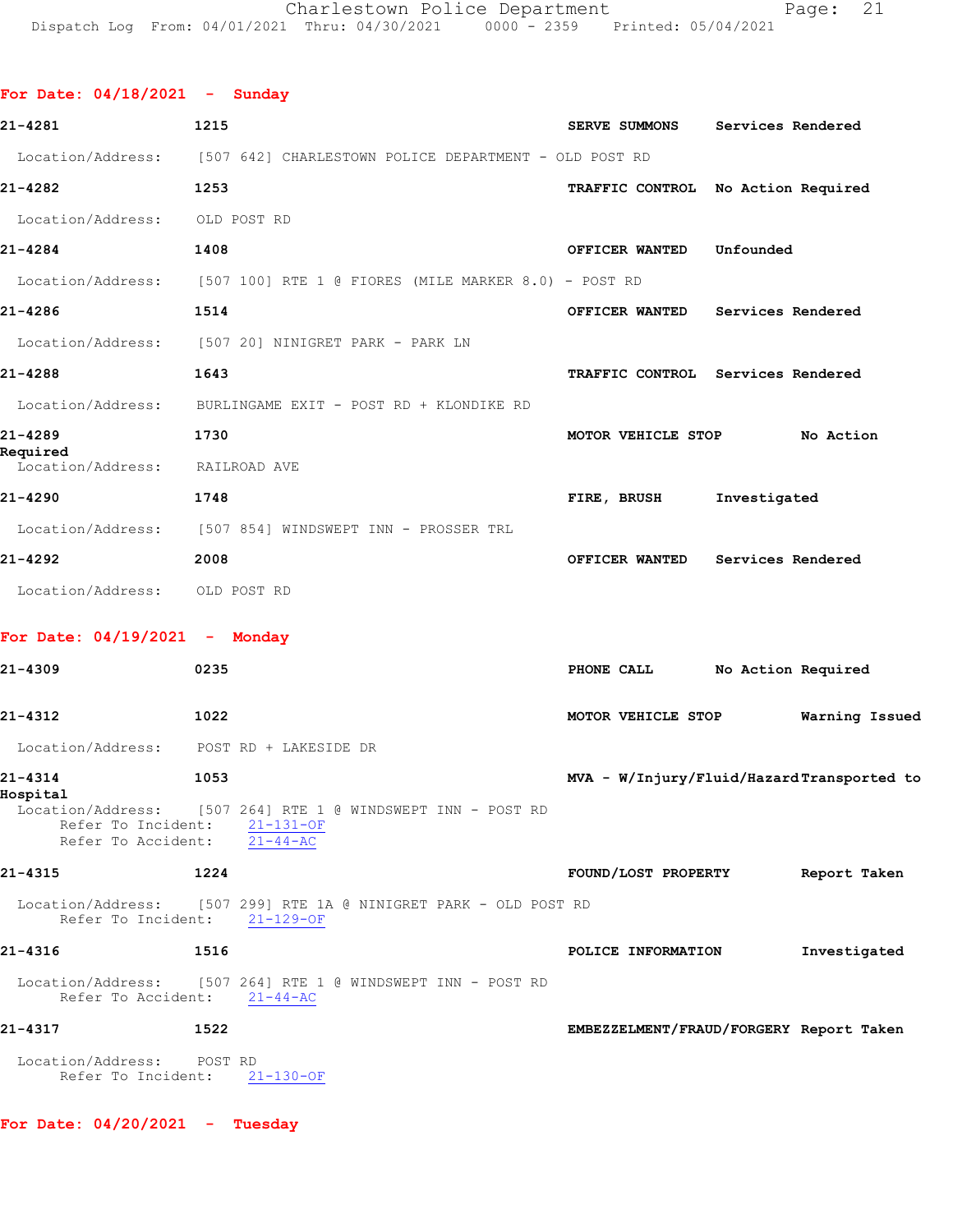**For Date: 04/18/2021 - Sunday**

21-4281 1215 SERVE SUMMONS Services Rendered

Location/Address: [507 642] CHARLESTOWN POLICE DEPARTMENT - OLD POST RD

21-4282 1253 TRAFFIC CONTROL No Action Required

Location/Address: OLD POST RD

21-4284 1408 OFFICER WANTED Unfounded

Location/Address: [507 100] RTE 1 @ FIORES (MILE MARKER 8.0) - POST RD

21-4286 1514 OFFICER WANTED Services Rendered

Location/Address: [507 20] NINIGRET PARK - PARK LN

21-4288 1643 TRAFFIC CONTROL Services Rendered

Location/Address: BURLINGAME EXIT - POST RD + KLONDIKE RD

21-4289 1730 MOTOR VEHICLE STOP No Action Required

Location/Address: RAILROAD AVE

21-4290 1748 FIRE, BRUSH Investigated

Location/Address: [507 854] WINDSWEPT INN - PROSSER TRL

21-4292 2008 OFFICER WANTED Services Rendered

Location/Address: OLD POST RD

**For Date: 04/19/2021 - Monday**

21-4309 0235 PHONE CALL No Action Required

21-4312 1022 MOTOR VEHICLE STOP Warning Issued

Location/Address: POST RD + LAKESIDE DR

21-4314 1053 MVA - W/Injury/Fluid/Hazard Transported to Hospital

Location/Address: [507 264] RTE 1 @ WINDSWEPT INN - POST RD
Refer To Incident: 21-131-OF
Refer To Accident: 21-44-AC

21-4315 1224 FOUND/LOST PROPERTY Report Taken

Location/Address: [507 299] RTE 1A @ NINIGRET PARK - OLD POST RD
Refer To Incident: 21-129-OF

21-4316 1516 POLICE INFORMATION Investigated

Location/Address: [507 264] RTE 1 @ WINDSWEPT INN - POST RD
Refer To Accident: 21-44-AC

21-4317 1522 EMBEZZELMENT/FRAUD/FORGERY Report Taken

Location/Address: POST RD
Refer To Incident: 21-130-OF

**For Date: 04/20/2021 - Tuesday**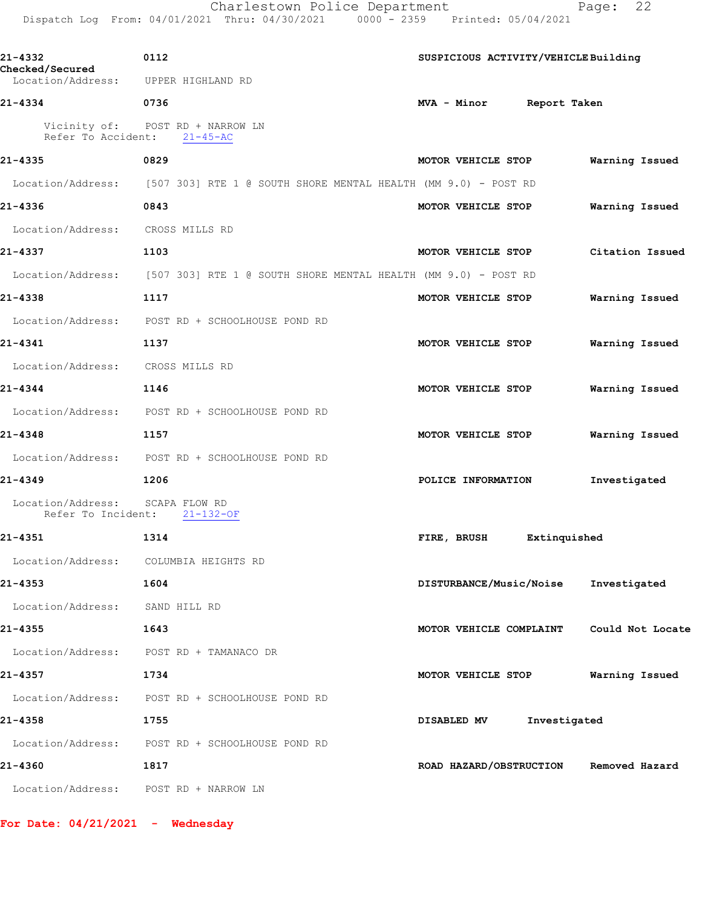**21-4332** 0112 **SUSPICIOUS ACTIVITY/VEHICLE Building Checked/Secured**
Location/Address: UPPER HIGHLAND RD

**21-4334** 0736 **MVA - Minor Report Taken**
Vicinity of: POST RD + NARROW LN
Refer To Accident: 21-45-AC

**21-4335** 0829 **MOTOR VEHICLE STOP Warning Issued**
Location/Address: [507 303] RTE 1 @ SOUTH SHORE MENTAL HEALTH (MM 9.0) - POST RD

**21-4336** 0843 **MOTOR VEHICLE STOP Warning Issued**
Location/Address: CROSS MILLS RD

**21-4337** 1103 **MOTOR VEHICLE STOP Citation Issued**
Location/Address: [507 303] RTE 1 @ SOUTH SHORE MENTAL HEALTH (MM 9.0) - POST RD

**21-4338** 1117 **MOTOR VEHICLE STOP Warning Issued**
Location/Address: POST RD + SCHOOLHOUSE POND RD

**21-4341** 1137 **MOTOR VEHICLE STOP Warning Issued**
Location/Address: CROSS MILLS RD

**21-4344** 1146 **MOTOR VEHICLE STOP Warning Issued**
Location/Address: POST RD + SCHOOLHOUSE POND RD

**21-4348** 1157 **MOTOR VEHICLE STOP Warning Issued**
Location/Address: POST RD + SCHOOLHOUSE POND RD

**21-4349** 1206 **POLICE INFORMATION Investigated**
Location/Address: SCAPA FLOW RD
Refer To Incident: 21-132-OF

**21-4351** 1314 **FIRE, BRUSH Extinguished**
Location/Address: COLUMBIA HEIGHTS RD

**21-4353** 1604 **DISTURBANCE/Music/Noise Investigated**
Location/Address: SAND HILL RD

**21-4355** 1643 **MOTOR VEHICLE COMPLAINT Could Not Locate**
Location/Address: POST RD + TAMANACO DR

**21-4357** 1734 **MOTOR VEHICLE STOP Warning Issued**
Location/Address: POST RD + SCHOOLHOUSE POND RD

**21-4358** 1755 **DISABLED MV Investigated**
Location/Address: POST RD + SCHOOLHOUSE POND RD

**21-4360** 1817 **ROAD HAZARD/OBSTRUCTION Removed Hazard**
Location/Address: POST RD + NARROW LN

**For Date: 04/21/2021 - Wednesday**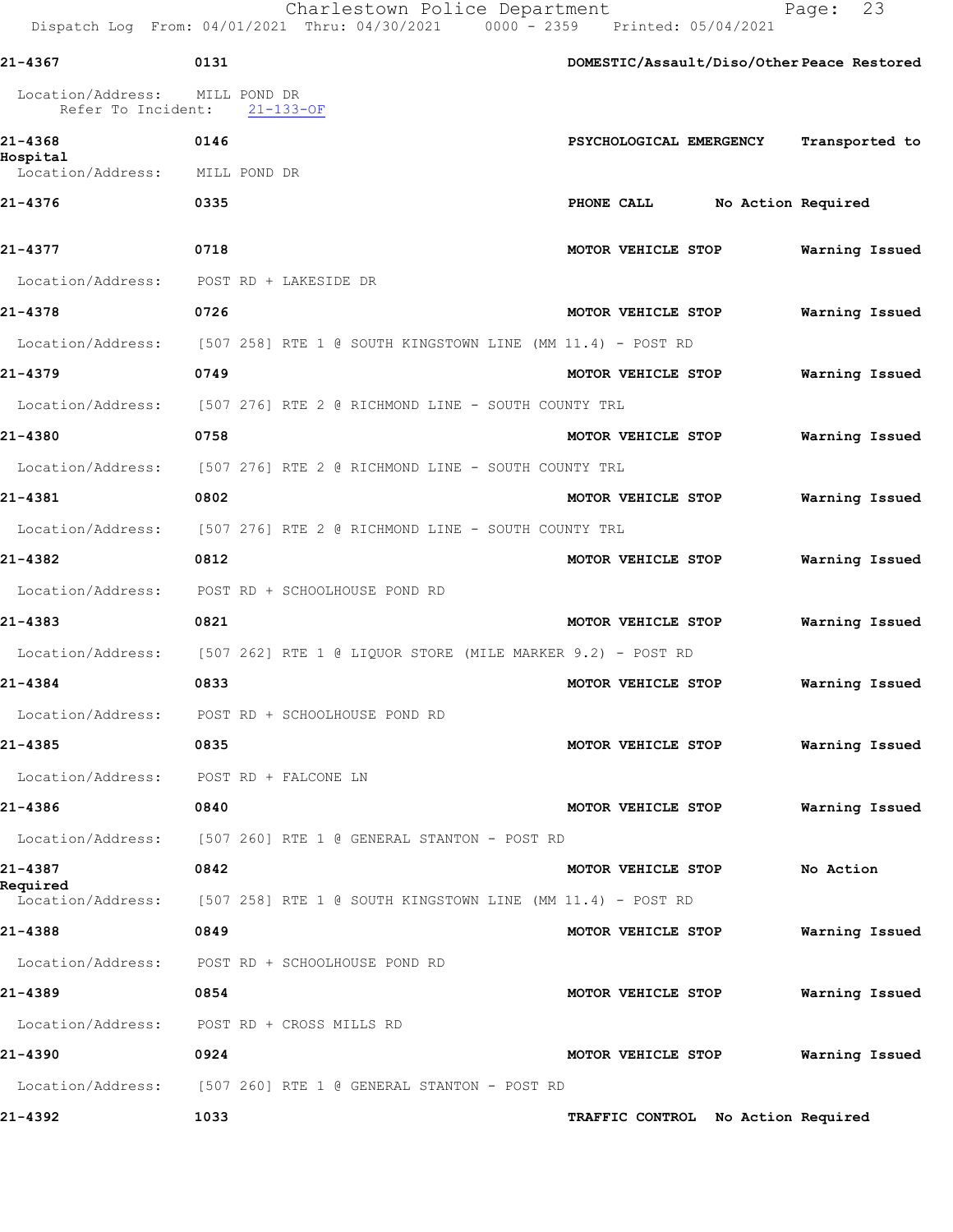**21-4367** **0131** **DOMESTIC/Assault/Diso/Other** **Peace Restored**

Location/Address: MILL POND DR
Refer To Incident: 21-133-OF

**21-4368** **0146** **PSYCHOLOGICAL EMERGENCY** **Transported to Hospital**

Location/Address: MILL POND DR

**21-4376** **0335** **PHONE CALL** **No Action Required**

**21-4377** **0718** **MOTOR VEHICLE STOP** **Warning Issued**

Location/Address: POST RD + LAKESIDE DR

**21-4378** **0726** **MOTOR VEHICLE STOP** **Warning Issued**

Location/Address: [507 258] RTE 1 @ SOUTH KINGSTOWN LINE (MM 11.4) - POST RD

**21-4379** **0749** **MOTOR VEHICLE STOP** **Warning Issued**

Location/Address: [507 276] RTE 2 @ RICHMOND LINE - SOUTH COUNTY TRL

**21-4380** **0758** **MOTOR VEHICLE STOP** **Warning Issued**

Location/Address: [507 276] RTE 2 @ RICHMOND LINE - SOUTH COUNTY TRL

**21-4381** **0802** **MOTOR VEHICLE STOP** **Warning Issued**

Location/Address: [507 276] RTE 2 @ RICHMOND LINE - SOUTH COUNTY TRL

**21-4382** **0812** **MOTOR VEHICLE STOP** **Warning Issued**

Location/Address: POST RD + SCHOOLHOUSE POND RD

**21-4383** **0821** **MOTOR VEHICLE STOP** **Warning Issued**

Location/Address: [507 262] RTE 1 @ LIQUOR STORE (MILE MARKER 9.2) - POST RD

**21-4384** **0833** **MOTOR VEHICLE STOP** **Warning Issued**

Location/Address: POST RD + SCHOOLHOUSE POND RD

**21-4385** **0835** **MOTOR VEHICLE STOP** **Warning Issued**

Location/Address: POST RD + FALCONE LN

**21-4386** **0840** **MOTOR VEHICLE STOP** **Warning Issued**

Location/Address: [507 260] RTE 1 @ GENERAL STANTON - POST RD

**21-4387** **0842** **MOTOR VEHICLE STOP** **No Action Required**

Location/Address: [507 258] RTE 1 @ SOUTH KINGSTOWN LINE (MM 11.4) - POST RD

**21-4388** **0849** **MOTOR VEHICLE STOP** **Warning Issued**

Location/Address: POST RD + SCHOOLHOUSE POND RD

**21-4389** **0854** **MOTOR VEHICLE STOP** **Warning Issued**

Location/Address: POST RD + CROSS MILLS RD

**21-4390** **0924** **MOTOR VEHICLE STOP** **Warning Issued**

Location/Address: [507 260] RTE 1 @ GENERAL STANTON - POST RD

**21-4392** **1033** **TRAFFIC CONTROL** **No Action Required**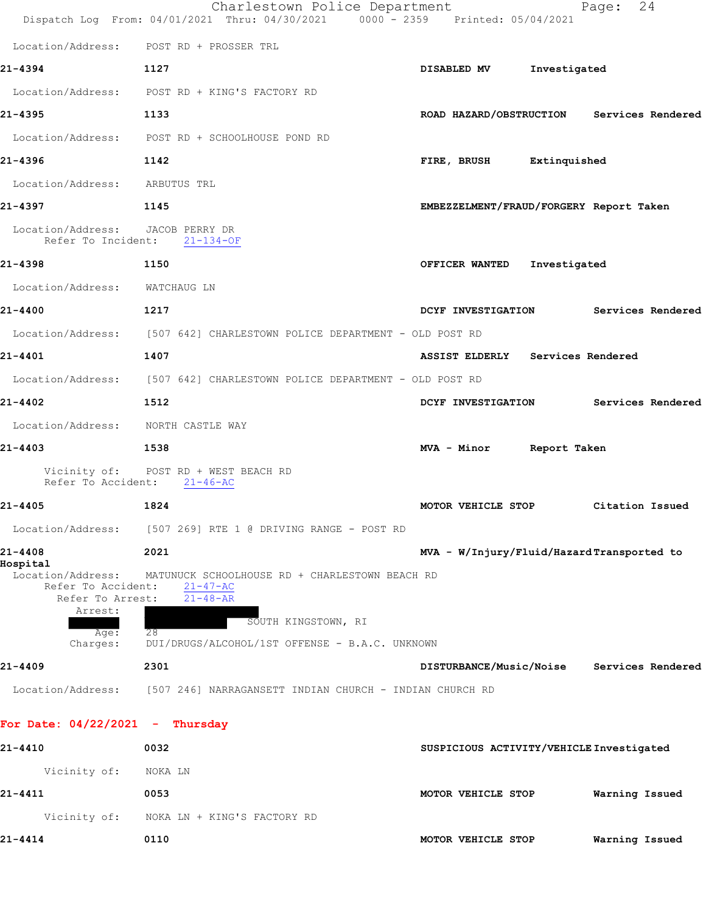Location/Address: POST RD + PROSSER TRL

**21-4394** **1127** **DISABLED MV** **Investigated**

Location/Address: POST RD + KING'S FACTORY RD

**21-4395** **1133** **ROAD HAZARD/OBSTRUCTION** **Services Rendered**

Location/Address: POST RD + SCHOOLHOUSE POND RD

**21-4396** **1142** **FIRE, BRUSH** **Extinquished**

Location/Address: ARBUTUS TRL

**21-4397** **1145** **EMBEZZELMENT/FRAUD/FORGERY** **Report Taken**

Location/Address: JACOB PERRY DR
Refer To Incident: 21-134-OF

**21-4398** **1150** **OFFICER WANTED** **Investigated**

Location/Address: WATCHAUG LN

**21-4400** **1217** **DCYF INVESTIGATION** **Services Rendered**

Location/Address: [507 642] CHARLESTOWN POLICE DEPARTMENT - OLD POST RD

**21-4401** **1407** **ASSIST ELDERLY** **Services Rendered**

Location/Address: [507 642] CHARLESTOWN POLICE DEPARTMENT - OLD POST RD

**21-4402** **1512** **DCYF INVESTIGATION** **Services Rendered**

Location/Address: NORTH CASTLE WAY

**21-4403** **1538** **MVA - Minor** **Report Taken**

Vicinity of: POST RD + WEST BEACH RD
Refer To Accident: 21-46-AC

**21-4405** **1824** **MOTOR VEHICLE STOP** **Citation Issued**

Location/Address: [507 269] RTE 1 @ DRIVING RANGE - POST RD

**21-4408** **2021** **MVA - W/Injury/Fluid/Hazard** **Transported to Hospital**

Location/Address: MATUNUCK SCHOOLHOUSE RD + CHARLESTOWN BEACH RD
Refer To Accident: 21-47-AC
Refer To Arrest: 21-48-AR
Arrest: [REDACTED]
[REDACTED] [REDACTED] SOUTH KINGSTOWN, RI
Age: 28
Charges: DUI/DRUGS/ALCOHOL/1ST OFFENSE - B.A.C. UNKNOWN

**21-4409** **2301** **DISTURBANCE/Music/Noise** **Services Rendered**

Location/Address: [507 246] NARRAGANSETT INDIAN CHURCH - INDIAN CHURCH RD

## For Date: 04/22/2021 - Thursday

**21-4410** **0032** **SUSPICIOUS ACTIVITY/VEHICLE** **Investigated**

Vicinity of: NOKA LN

**21-4411** **0053** **MOTOR VEHICLE STOP** **Warning Issued**

Vicinity of: NOKA LN + KING'S FACTORY RD

**21-4414** **0110** **MOTOR VEHICLE STOP** **Warning Issued**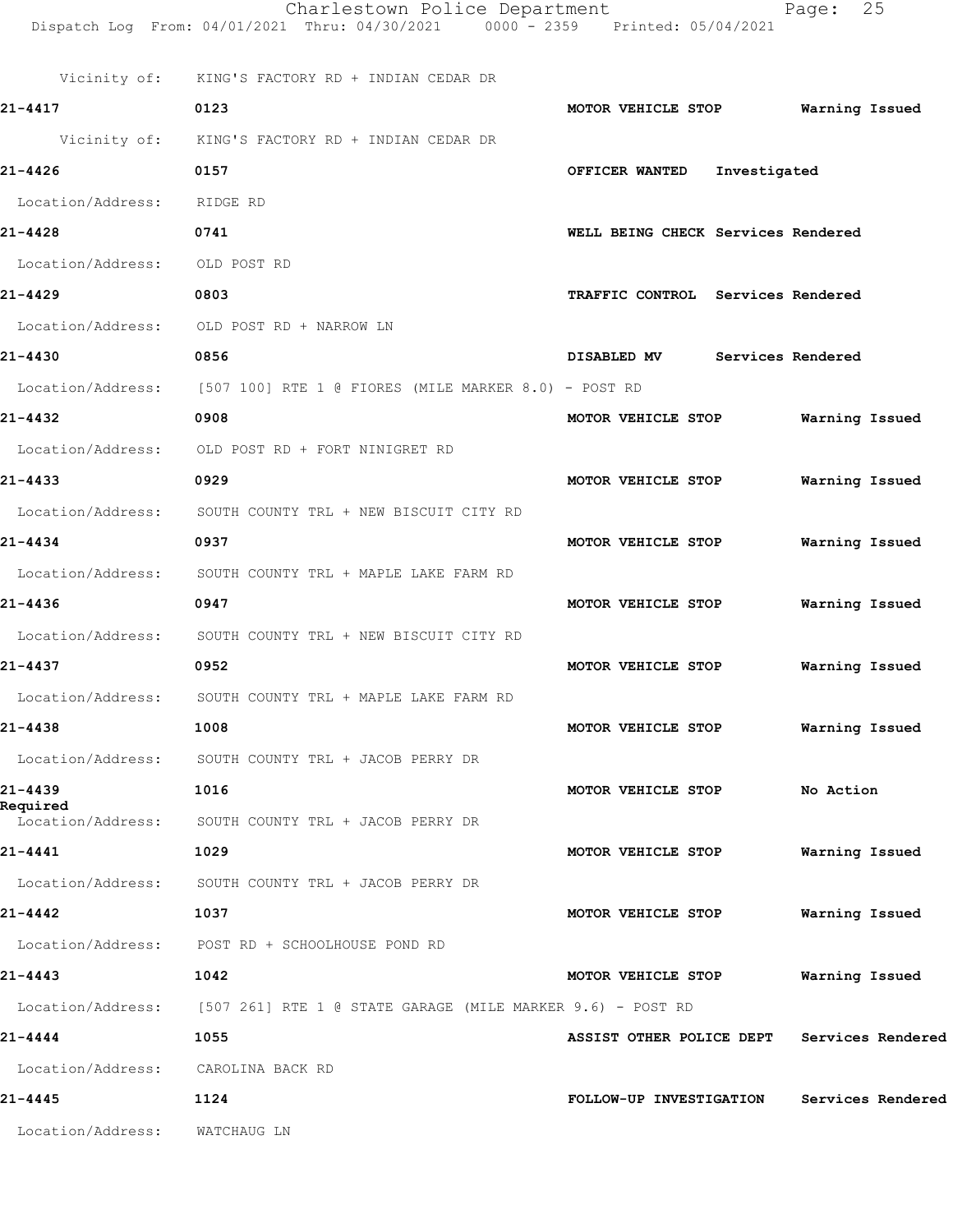Vicinity of: KING'S FACTORY RD + INDIAN CEDAR DR

**21-4417** 0123 MOTOR VEHICLE STOP Warning Issued

Vicinity of: KING'S FACTORY RD + INDIAN CEDAR DR

**21-4426** 0157 OFFICER WANTED Investigated

Location/Address: RIDGE RD

**21-4428** 0741 WELL BEING CHECK Services Rendered

Location/Address: OLD POST RD

**21-4429** 0803 TRAFFIC CONTROL Services Rendered

Location/Address: OLD POST RD + NARROW LN

**21-4430** 0856 DISABLED MV Services Rendered

Location/Address: [507 100] RTE 1 @ FIORES (MILE MARKER 8.0) - POST RD

**21-4432** 0908 MOTOR VEHICLE STOP Warning Issued

Location/Address: OLD POST RD + FORT NINIGRET RD

**21-4433** 0929 MOTOR VEHICLE STOP Warning Issued

Location/Address: SOUTH COUNTY TRL + NEW BISCUIT CITY RD

**21-4434** 0937 MOTOR VEHICLE STOP Warning Issued

Location/Address: SOUTH COUNTY TRL + MAPLE LAKE FARM RD

**21-4436** 0947 MOTOR VEHICLE STOP Warning Issued

Location/Address: SOUTH COUNTY TRL + NEW BISCUIT CITY RD

**21-4437** 0952 MOTOR VEHICLE STOP Warning Issued

Location/Address: SOUTH COUNTY TRL + MAPLE LAKE FARM RD

**21-4438** 1008 MOTOR VEHICLE STOP Warning Issued

Location/Address: SOUTH COUNTY TRL + JACOB PERRY DR

**21-4439** 1016 MOTOR VEHICLE STOP No Action Required

Location/Address: SOUTH COUNTY TRL + JACOB PERRY DR

**21-4441** 1029 MOTOR VEHICLE STOP Warning Issued

Location/Address: SOUTH COUNTY TRL + JACOB PERRY DR

**21-4442** 1037 MOTOR VEHICLE STOP Warning Issued

Location/Address: POST RD + SCHOOLHOUSE POND RD

**21-4443** 1042 MOTOR VEHICLE STOP Warning Issued

Location/Address: [507 261] RTE 1 @ STATE GARAGE (MILE MARKER 9.6) - POST RD

**21-4444** 1055 ASSIST OTHER POLICE DEPT Services Rendered

Location/Address: CAROLINA BACK RD

**21-4445** 1124 FOLLOW-UP INVESTIGATION Services Rendered

Location/Address: WATCHAUG LN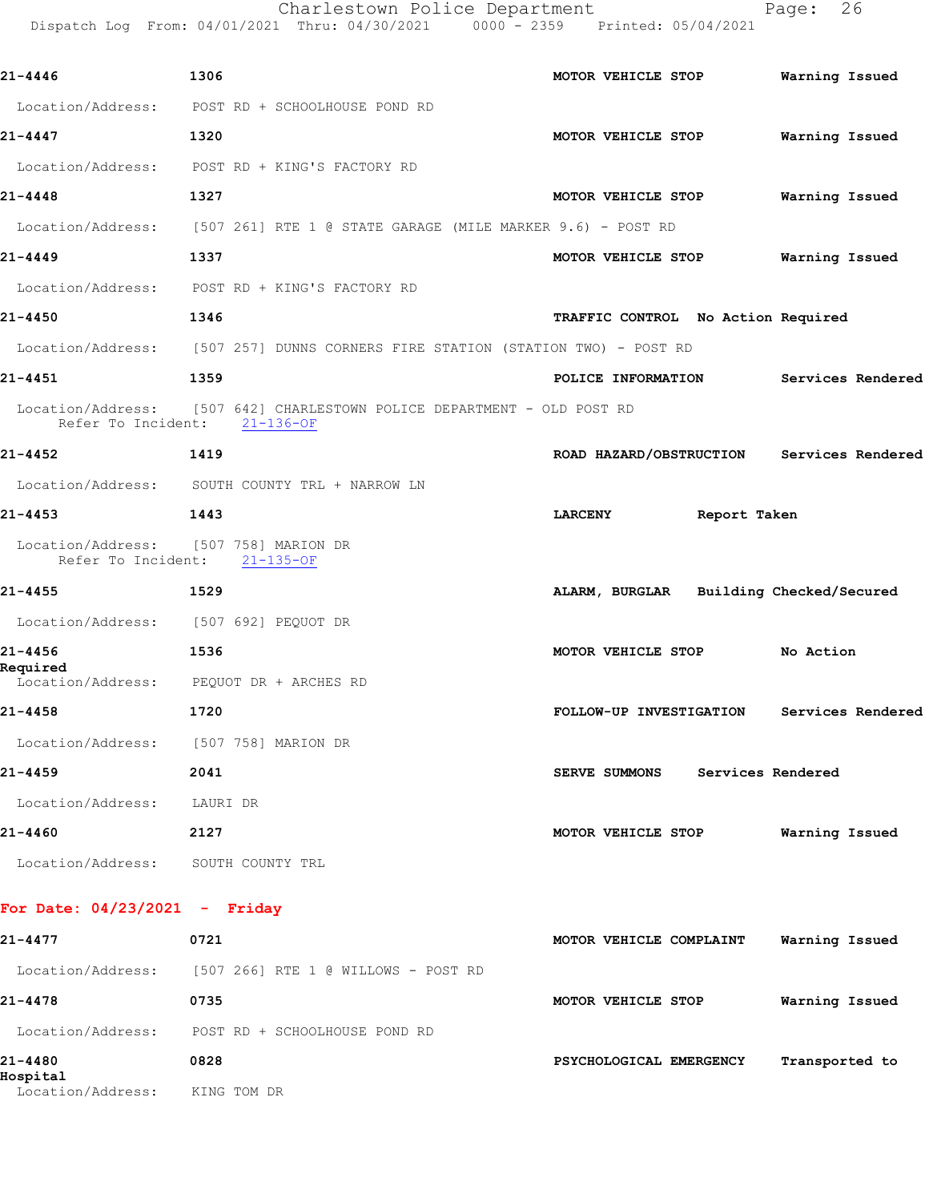**21-4446** 1306 **MOTOR VEHICLE STOP** **Warning Issued**

Location/Address: POST RD + SCHOOLHOUSE POND RD

**21-4447** 1320 **MOTOR VEHICLE STOP** **Warning Issued**

Location/Address: POST RD + KING'S FACTORY RD

**21-4448** 1327 **MOTOR VEHICLE STOP** **Warning Issued**

Location/Address: [507 261] RTE 1 @ STATE GARAGE (MILE MARKER 9.6) - POST RD

**21-4449** 1337 **MOTOR VEHICLE STOP** **Warning Issued**

Location/Address: POST RD + KING'S FACTORY RD

**21-4450** 1346 **TRAFFIC CONTROL** **No Action Required**

Location/Address: [507 257] DUNNS CORNERS FIRE STATION (STATION TWO) - POST RD

**21-4451** 1359 **POLICE INFORMATION** **Services Rendered**

Location/Address: [507 642] CHARLESTOWN POLICE DEPARTMENT - OLD POST RD
Refer To Incident: 21-136-OF

**21-4452** 1419 **ROAD HAZARD/OBSTRUCTION** **Services Rendered**

Location/Address: SOUTH COUNTY TRL + NARROW LN

**21-4453** 1443 **LARCENY** **Report Taken**

Location/Address: [507 758] MARION DR
Refer To Incident: 21-135-OF

**21-4455** 1529 **ALARM, BURGLAR** **Building Checked/Secured**

Location/Address: [507 692] PEQUOT DR

**21-4456** 1536 **MOTOR VEHICLE STOP** **No Action Required**

Location/Address: PEQUOT DR + ARCHES RD

**21-4458** 1720 **FOLLOW-UP INVESTIGATION** **Services Rendered**

Location/Address: [507 758] MARION DR

**21-4459** 2041 **SERVE SUMMONS** **Services Rendered**

Location/Address: LAURI DR

**21-4460** 2127 **MOTOR VEHICLE STOP** **Warning Issued**

Location/Address: SOUTH COUNTY TRL

## For Date: 04/23/2021 - Friday

**21-4477** 0721 **MOTOR VEHICLE COMPLAINT** **Warning Issued**

Location/Address: [507 266] RTE 1 @ WILLOWS - POST RD

**21-4478** 0735 **MOTOR VEHICLE STOP** **Warning Issued**

Location/Address: POST RD + SCHOOLHOUSE POND RD

**21-4480** 0828 **PSYCHOLOGICAL EMERGENCY** **Transported to Hospital**

Location/Address: KING TOM DR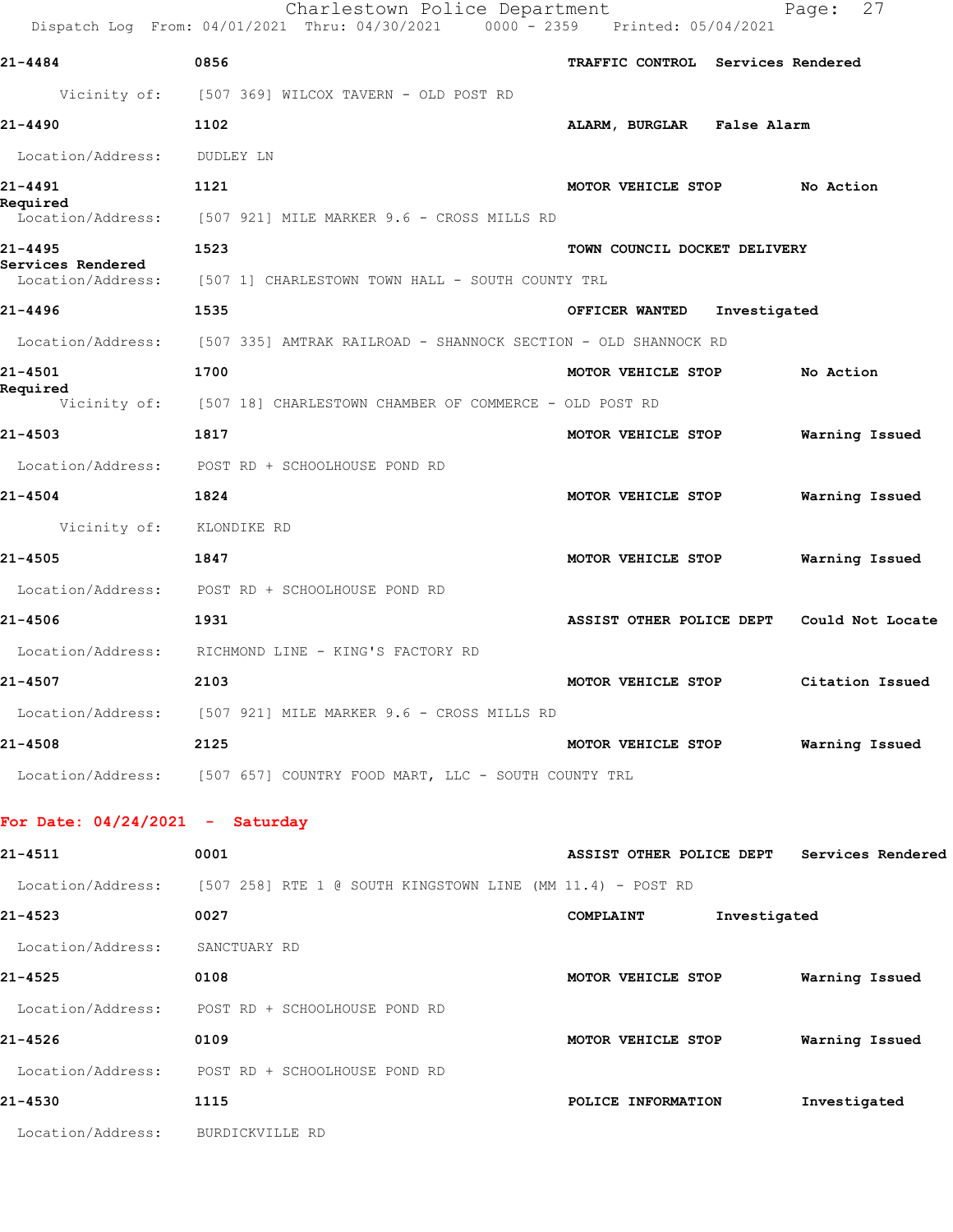**21-4484** 0856 **TRAFFIC CONTROL** **Services Rendered**

Vicinity of: [507 369] WILCOX TAVERN - OLD POST RD

**21-4490** 1102 **ALARM, BURGLAR** **False Alarm**

Location/Address: DUDLEY LN

**21-4491** 1121 **MOTOR VEHICLE STOP** **No Action Required**

Location/Address: [507 921] MILE MARKER 9.6 - CROSS MILLS RD

**21-4495** 1523 **TOWN COUNCIL DOCKET DELIVERY** **Services Rendered**

Location/Address: [507 1] CHARLESTOWN TOWN HALL - SOUTH COUNTY TRL

**21-4496** 1535 **OFFICER WANTED** **Investigated**

Location/Address: [507 335] AMTRAK RAILROAD - SHANNOCK SECTION - OLD SHANNOCK RD

**21-4501** 1700 **MOTOR VEHICLE STOP** **No Action Required**

Vicinity of: [507 18] CHARLESTOWN CHAMBER OF COMMERCE - OLD POST RD

**21-4503** 1817 **MOTOR VEHICLE STOP** **Warning Issued**

Location/Address: POST RD + SCHOOLHOUSE POND RD

**21-4504** 1824 **MOTOR VEHICLE STOP** **Warning Issued**

Vicinity of: KLONDIKE RD

**21-4505** 1847 **MOTOR VEHICLE STOP** **Warning Issued**

Location/Address: POST RD + SCHOOLHOUSE POND RD

**21-4506** 1931 **ASSIST OTHER POLICE DEPT** **Could Not Locate**

Location/Address: RICHMOND LINE - KING'S FACTORY RD

**21-4507** 2103 **MOTOR VEHICLE STOP** **Citation Issued**

Location/Address: [507 921] MILE MARKER 9.6 - CROSS MILLS RD

**21-4508** 2125 **MOTOR VEHICLE STOP** **Warning Issued**

Location/Address: [507 657] COUNTRY FOOD MART, LLC - SOUTH COUNTY TRL

## For Date: 04/24/2021 - Saturday

**21-4511** 0001 **ASSIST OTHER POLICE DEPT** **Services Rendered**

Location/Address: [507 258] RTE 1 @ SOUTH KINGSTOWN LINE (MM 11.4) - POST RD

**21-4523** 0027 **COMPLAINT** **Investigated**

Location/Address: SANCTUARY RD

**21-4525** 0108 **MOTOR VEHICLE STOP** **Warning Issued**

Location/Address: POST RD + SCHOOLHOUSE POND RD

**21-4526** 0109 **MOTOR VEHICLE STOP** **Warning Issued**

Location/Address: POST RD + SCHOOLHOUSE POND RD

**21-4530** 1115 **POLICE INFORMATION** **Investigated**

Location/Address: BURDICKVILLE RD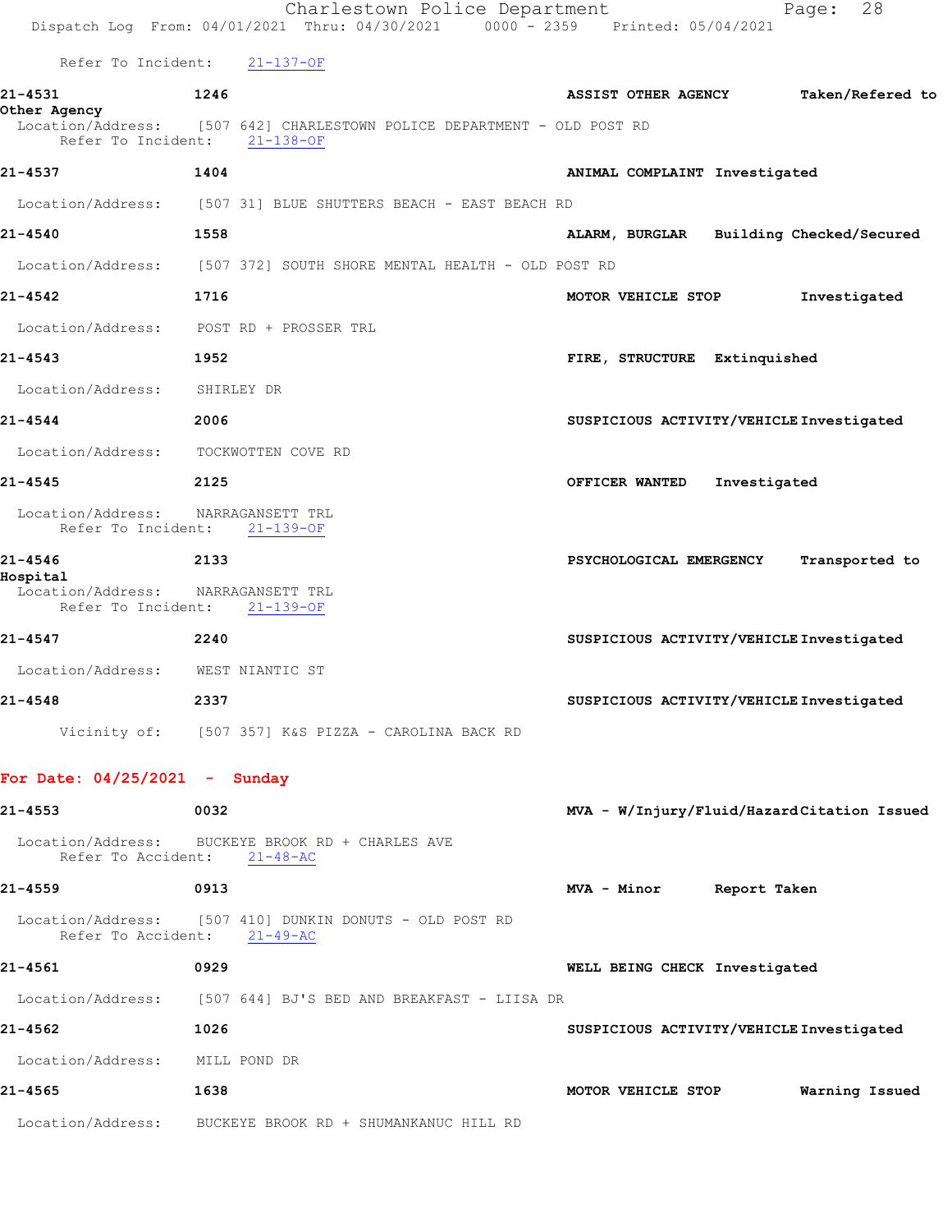Refer To Incident: 21-137-OF

**21-4531** 1246 **ASSIST OTHER AGENCY** Taken/Refered to Other Agency
Location/Address: [507 642] CHARLESTOWN POLICE DEPARTMENT - OLD POST RD
Refer To Incident: 21-138-OF

**21-4537** 1404 **ANIMAL COMPLAINT** Investigated
Location/Address: [507 31] BLUE SHUTTERS BEACH - EAST BEACH RD

**21-4540** 1558 **ALARM, BURGLAR** Building Checked/Secured
Location/Address: [507 372] SOUTH SHORE MENTAL HEALTH - OLD POST RD

**21-4542** 1716 **MOTOR VEHICLE STOP** Investigated
Location/Address: POST RD + PROSSER TRL

**21-4543** 1952 **FIRE, STRUCTURE** Extinquished
Location/Address: SHIRLEY DR

**21-4544** 2006 **SUSPICIOUS ACTIVITY/VEHICLE** Investigated
Location/Address: TOCKWOTTEN COVE RD

**21-4545** 2125 **OFFICER WANTED** Investigated
Location/Address: NARRAGANSETT TRL
Refer To Incident: 21-139-OF

**21-4546** 2133 **PSYCHOLOGICAL EMERGENCY** Transported to Hospital
Location/Address: NARRAGANSETT TRL
Refer To Incident: 21-139-OF

**21-4547** 2240 **SUSPICIOUS ACTIVITY/VEHICLE** Investigated
Location/Address: WEST NIANTIC ST

**21-4548** 2337 **SUSPICIOUS ACTIVITY/VEHICLE** Investigated
Vicinity of: [507 357] K&S PIZZA - CAROLINA BACK RD

## For Date: 04/25/2021 - Sunday

**21-4553** 0032 **MVA - W/Injury/Fluid/Hazard** Citation Issued
Location/Address: BUCKEYE BROOK RD + CHARLES AVE
Refer To Accident: 21-48-AC

**21-4559** 0913 **MVA - Minor** Report Taken
Location/Address: [507 410] DUNKIN DONUTS - OLD POST RD
Refer To Accident: 21-49-AC

**21-4561** 0929 **WELL BEING CHECK** Investigated
Location/Address: [507 644] BJ'S BED AND BREAKFAST - LIISA DR

**21-4562** 1026 **SUSPICIOUS ACTIVITY/VEHICLE** Investigated
Location/Address: MILL POND DR

**21-4565** 1638 **MOTOR VEHICLE STOP** Warning Issued
Location/Address: BUCKEYE BROOK RD + SHUMANKANUC HILL RD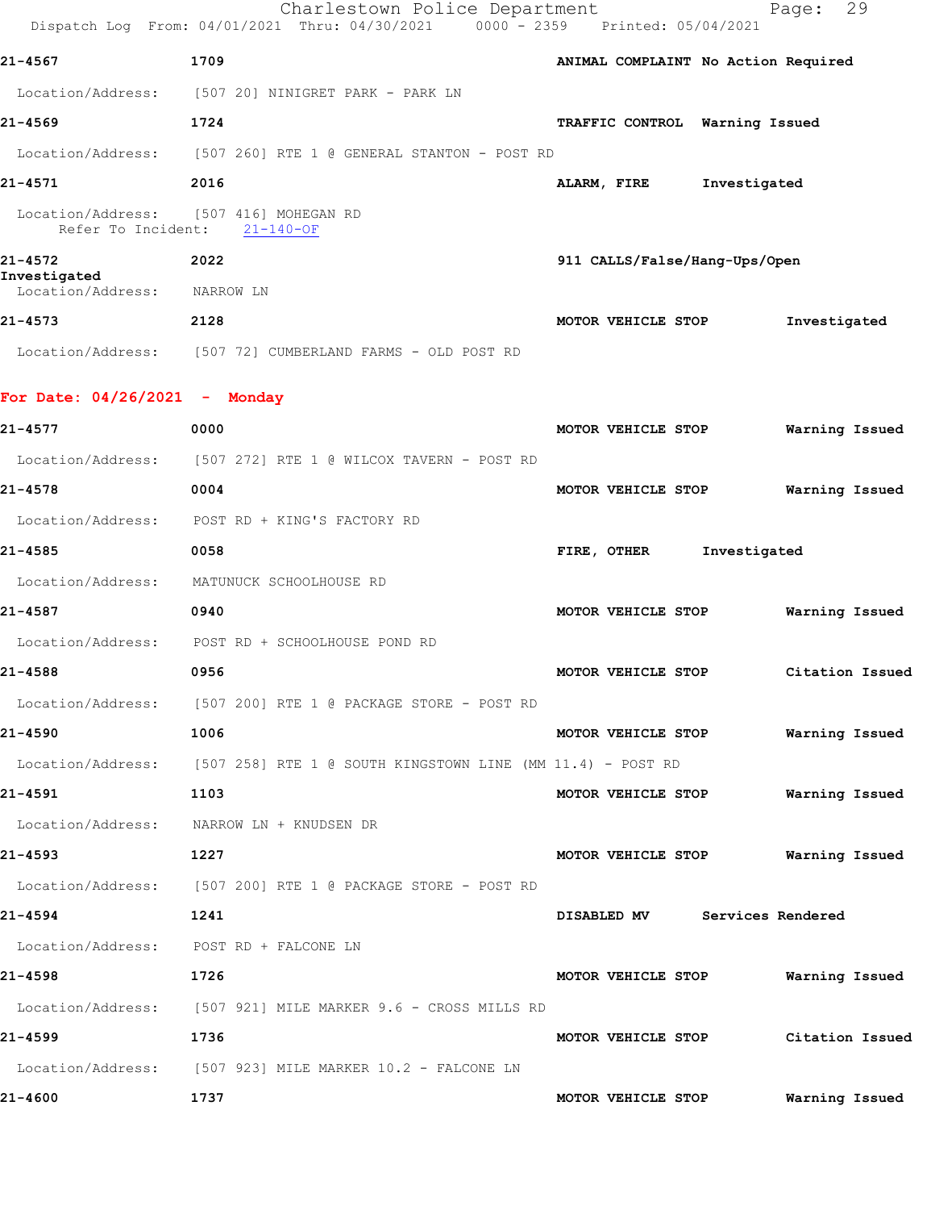21-4567 1709 ANIMAL COMPLAINT No Action Required

Location/Address: [507 20] NINIGRET PARK - PARK LN

21-4569 1724 TRAFFIC CONTROL Warning Issued

Location/Address: [507 260] RTE 1 @ GENERAL STANTON - POST RD

21-4571 2016 ALARM, FIRE Investigated

Location/Address: [507 416] MOHEGAN RD
Refer To Incident: 21-140-OF

21-4572 2022 911 CALLS/False/Hang-Ups/Open
Investigated
Location/Address: NARROW LN

21-4573 2128 MOTOR VEHICLE STOP Investigated

Location/Address: [507 72] CUMBERLAND FARMS - OLD POST RD

**For Date: 04/26/2021 - Monday**

21-4577 0000 MOTOR VEHICLE STOP Warning Issued

Location/Address: [507 272] RTE 1 @ WILCOX TAVERN - POST RD

21-4578 0004 MOTOR VEHICLE STOP Warning Issued

Location/Address: POST RD + KING'S FACTORY RD

21-4585 0058 FIRE, OTHER Investigated

Location/Address: MATUNUCK SCHOOLHOUSE RD

21-4587 0940 MOTOR VEHICLE STOP Warning Issued

Location/Address: POST RD + SCHOOLHOUSE POND RD

21-4588 0956 MOTOR VEHICLE STOP Citation Issued

Location/Address: [507 200] RTE 1 @ PACKAGE STORE - POST RD

21-4590 1006 MOTOR VEHICLE STOP Warning Issued

Location/Address: [507 258] RTE 1 @ SOUTH KINGSTOWN LINE (MM 11.4) - POST RD

21-4591 1103 MOTOR VEHICLE STOP Warning Issued

Location/Address: NARROW LN + KNUDSEN DR

21-4593 1227 MOTOR VEHICLE STOP Warning Issued

Location/Address: [507 200] RTE 1 @ PACKAGE STORE - POST RD

21-4594 1241 DISABLED MV Services Rendered

Location/Address: POST RD + FALCONE LN

21-4598 1726 MOTOR VEHICLE STOP Warning Issued

Location/Address: [507 921] MILE MARKER 9.6 - CROSS MILLS RD

21-4599 1736 MOTOR VEHICLE STOP Citation Issued

Location/Address: [507 923] MILE MARKER 10.2 - FALCONE LN

21-4600 1737 MOTOR VEHICLE STOP Warning Issued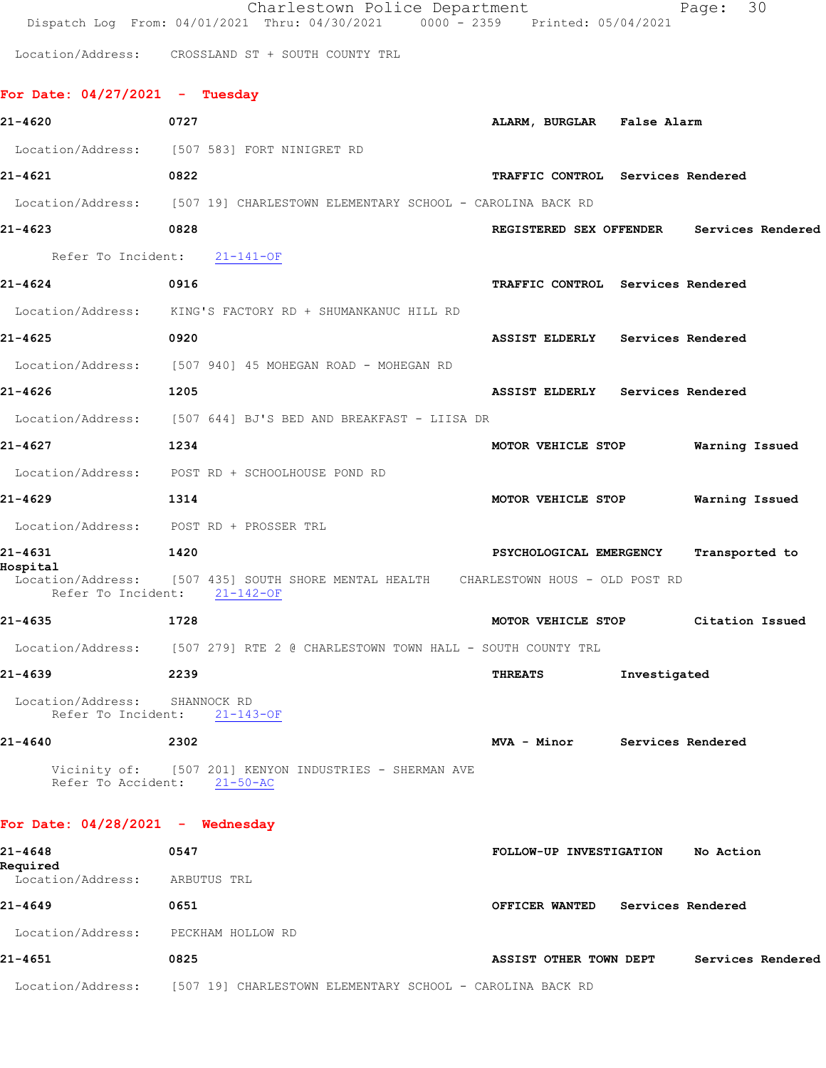Location/Address: CROSSLAND ST + SOUTH COUNTY TRL

## For Date: 04/27/2021 - Tuesday

**21-4620** 0727 **ALARM, BURGLAR** **False Alarm**

Location/Address: [507 583] FORT NINIGRET RD

**21-4621** 0822 **TRAFFIC CONTROL** **Services Rendered**

Location/Address: [507 19] CHARLESTOWN ELEMENTARY SCHOOL - CAROLINA BACK RD

**21-4623** 0828 **REGISTERED SEX OFFENDER** **Services Rendered**

Refer To Incident: 21-141-OF

**21-4624** 0916 **TRAFFIC CONTROL** **Services Rendered**

Location/Address: KING'S FACTORY RD + SHUMANKANUC HILL RD

**21-4625** 0920 **ASSIST ELDERLY** **Services Rendered**

Location/Address: [507 940] 45 MOHEGAN ROAD - MOHEGAN RD

**21-4626** 1205 **ASSIST ELDERLY** **Services Rendered**

Location/Address: [507 644] BJ'S BED AND BREAKFAST - LIISA DR

**21-4627** 1234 **MOTOR VEHICLE STOP** **Warning Issued**

Location/Address: POST RD + SCHOOLHOUSE POND RD

**21-4629** 1314 **MOTOR VEHICLE STOP** **Warning Issued**

Location/Address: POST RD + PROSSER TRL

**21-4631** 1420 **PSYCHOLOGICAL EMERGENCY** **Transported to Hospital**

Location/Address: [507 435] SOUTH SHORE MENTAL HEALTH CHARLESTOWN HOUS - OLD POST RD
Refer To Incident: 21-142-OF

**21-4635** 1728 **MOTOR VEHICLE STOP** **Citation Issued**

Location/Address: [507 279] RTE 2 @ CHARLESTOWN TOWN HALL - SOUTH COUNTY TRL

**21-4639** 2239 **THREATS** **Investigated**

Location/Address: SHANNOCK RD
Refer To Incident: 21-143-OF

**21-4640** 2302 **MVA - Minor** **Services Rendered**

Vicinity of: [507 201] KENYON INDUSTRIES - SHERMAN AVE
Refer To Accident: 21-50-AC

## For Date: 04/28/2021 - Wednesday

**21-4648** 0547 **FOLLOW-UP INVESTIGATION** **No Action Required**

Location/Address: ARBUTUS TRL

**21-4649** 0651 **OFFICER WANTED** **Services Rendered**

Location/Address: PECKHAM HOLLOW RD

**21-4651** 0825 **ASSIST OTHER TOWN DEPT** **Services Rendered**

Location/Address: [507 19] CHARLESTOWN ELEMENTARY SCHOOL - CAROLINA BACK RD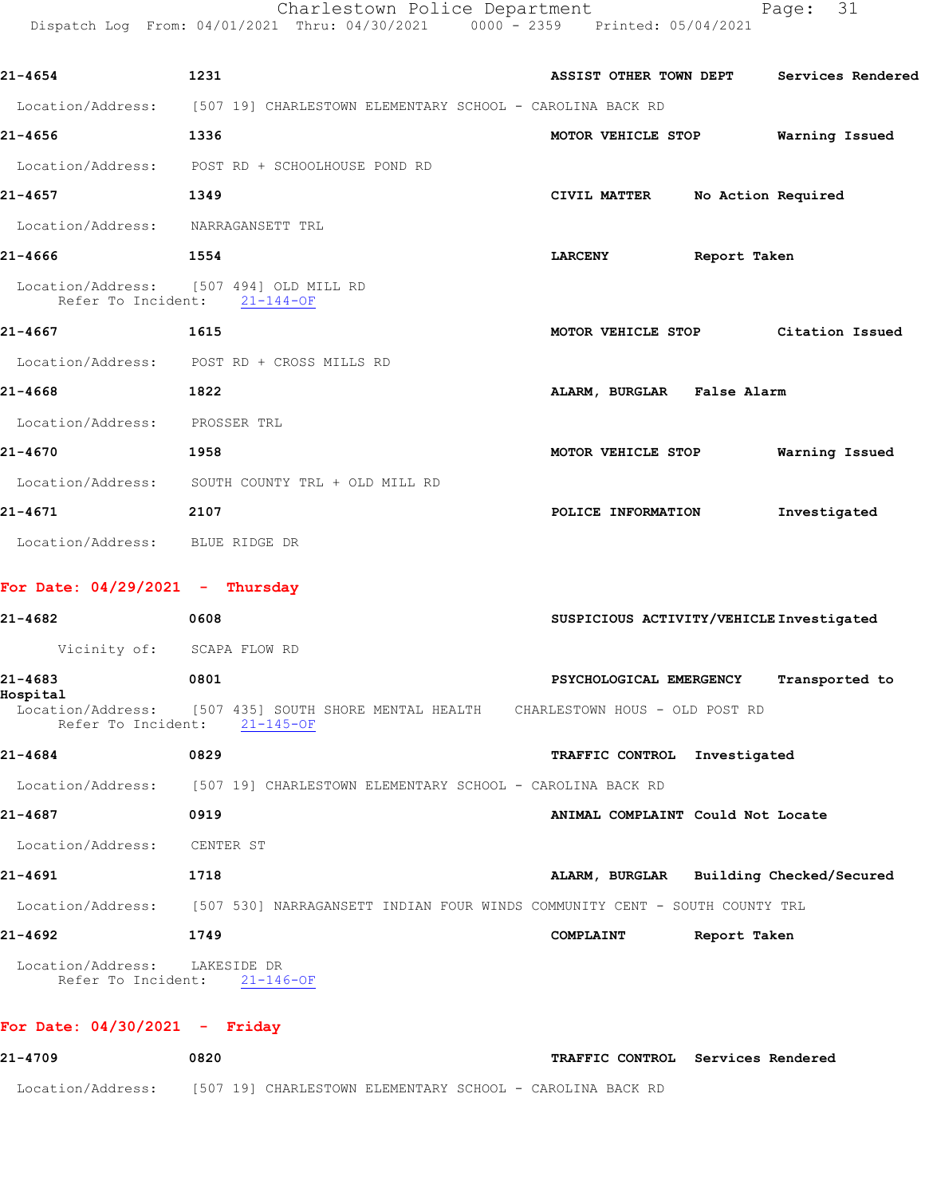21-4654 1231 ASSIST OTHER TOWN DEPT Services Rendered

Location/Address: [507 19] CHARLESTOWN ELEMENTARY SCHOOL - CAROLINA BACK RD

21-4656 1336 MOTOR VEHICLE STOP Warning Issued

Location/Address: POST RD + SCHOOLHOUSE POND RD

21-4657 1349 CIVIL MATTER No Action Required

Location/Address: NARRAGANSETT TRL

21-4666 1554 LARCENY Report Taken

Location/Address: [507 494] OLD MILL RD
Refer To Incident: 21-144-OF

21-4667 1615 MOTOR VEHICLE STOP Citation Issued

Location/Address: POST RD + CROSS MILLS RD

21-4668 1822 ALARM, BURGLAR False Alarm

Location/Address: PROSSER TRL

21-4670 1958 MOTOR VEHICLE STOP Warning Issued

Location/Address: SOUTH COUNTY TRL + OLD MILL RD

21-4671 2107 POLICE INFORMATION Investigated

Location/Address: BLUE RIDGE DR

## For Date: 04/29/2021 - Thursday

21-4682 0608 SUSPICIOUS ACTIVITY/VEHICLE Investigated

Vicinity of: SCAPA FLOW RD

21-4683 0801 PSYCHOLOGICAL EMERGENCY Transported to Hospital

Location/Address: [507 435] SOUTH SHORE MENTAL HEALTH CHARLESTOWN HOUS - OLD POST RD
Refer To Incident: 21-145-OF

21-4684 0829 TRAFFIC CONTROL Investigated

Location/Address: [507 19] CHARLESTOWN ELEMENTARY SCHOOL - CAROLINA BACK RD

21-4687 0919 ANIMAL COMPLAINT Could Not Locate

Location/Address: CENTER ST

21-4691 1718 ALARM, BURGLAR Building Checked/Secured

Location/Address: [507 530] NARRAGANSETT INDIAN FOUR WINDS COMMUNITY CENT - SOUTH COUNTY TRL

21-4692 1749 COMPLAINT Report Taken

Location/Address: LAKESIDE DR
Refer To Incident: 21-146-OF

## For Date: 04/30/2021 - Friday

21-4709 0820 TRAFFIC CONTROL Services Rendered

Location/Address: [507 19] CHARLESTOWN ELEMENTARY SCHOOL - CAROLINA BACK RD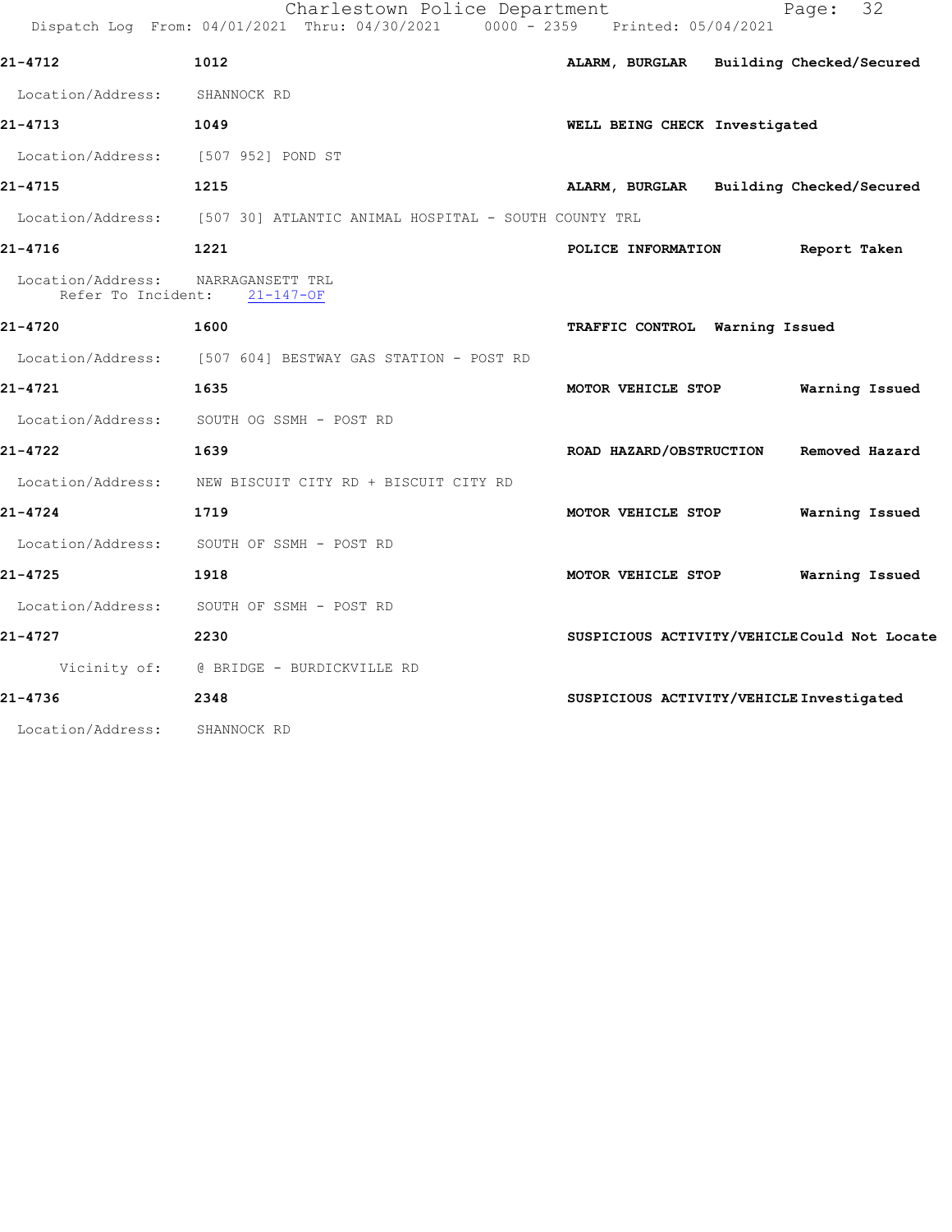**21-4712** 1012 **ALARM, BURGLAR** **Building Checked/Secured**

Location/Address: SHANNOCK RD

**21-4713** 1049 **WELL BEING CHECK** **Investigated**

Location/Address: [507 952] POND ST

**21-4715** 1215 **ALARM, BURGLAR** **Building Checked/Secured**

Location/Address: [507 30] ATLANTIC ANIMAL HOSPITAL - SOUTH COUNTY TRL

**21-4716** 1221 **POLICE INFORMATION** **Report Taken**

Location/Address: NARRAGANSETT TRL
Refer To Incident: 21-147-OF

**21-4720** 1600 **TRAFFIC CONTROL** **Warning Issued**

Location/Address: [507 604] BESTWAY GAS STATION - POST RD

**21-4721** 1635 **MOTOR VEHICLE STOP** **Warning Issued**

Location/Address: SOUTH OG SSMH - POST RD

**21-4722** 1639 **ROAD HAZARD/OBSTRUCTION** **Removed Hazard**

Location/Address: NEW BISCUIT CITY RD + BISCUIT CITY RD

**21-4724** 1719 **MOTOR VEHICLE STOP** **Warning Issued**

Location/Address: SOUTH OF SSMH - POST RD

**21-4725** 1918 **MOTOR VEHICLE STOP** **Warning Issued**

Location/Address: SOUTH OF SSMH - POST RD

**21-4727** 2230 **SUSPICIOUS ACTIVITY/VEHICLE** **Could Not Locate**

Vicinity of: @ BRIDGE - BURDICKVILLE RD

**21-4736** 2348 **SUSPICIOUS ACTIVITY/VEHICLE** **Investigated**

Location/Address: SHANNOCK RD